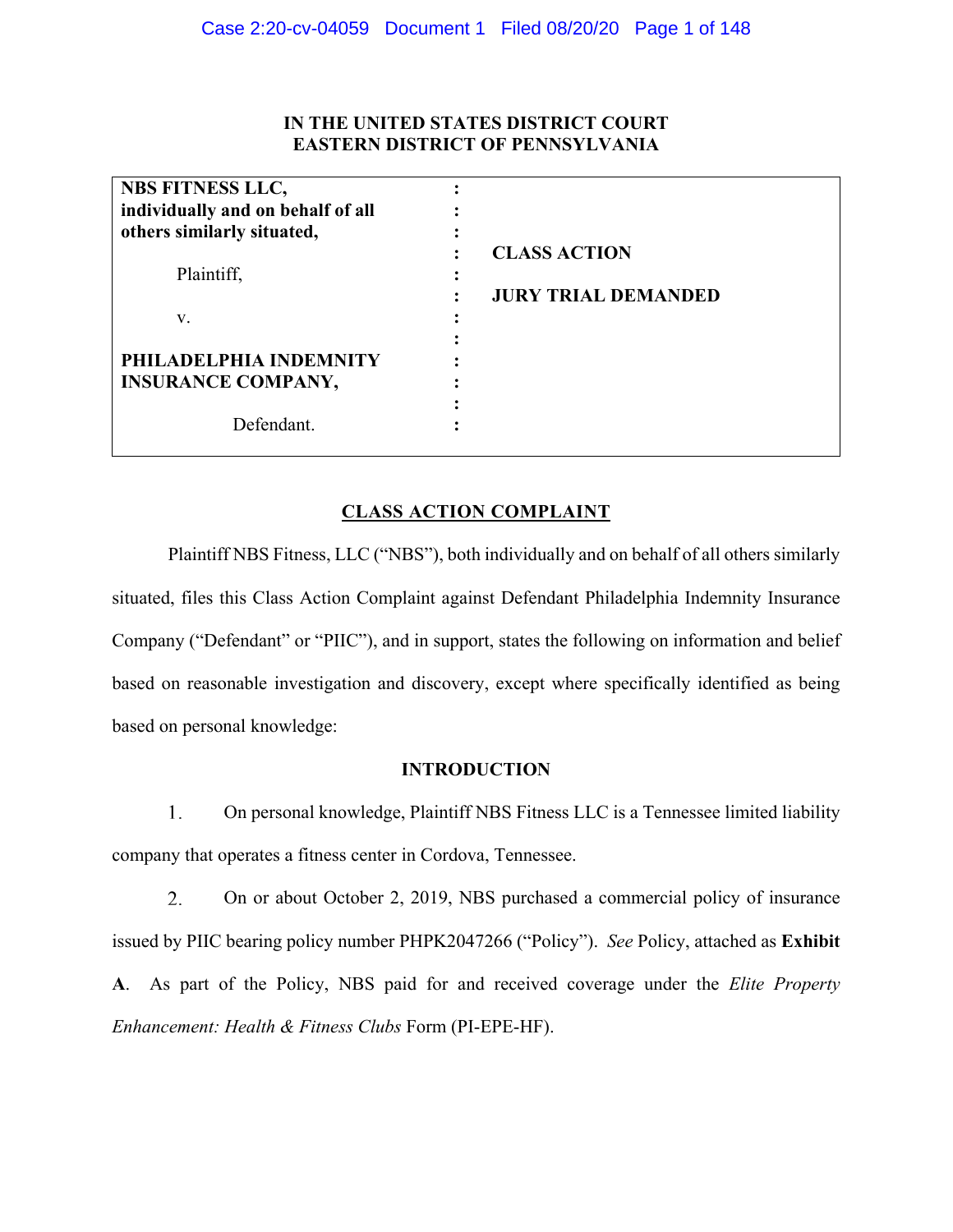**IN THE UNITED STATES DISTRICT COURT**
**EASTERN DISTRICT OF PENNSYLVANIA**

| | | |
|---|---|---|
| **NBS FITNESS LLC, individually and on behalf of all others similarly situated,** | : | |
| Plaintiff, | : | **CLASS ACTION** |
| v. | : | **JURY TRIAL DEMANDED** |
| **PHILADELPHIA INDEMNITY INSURANCE COMPANY,** | : | |
| Defendant. | : | |

## CLASS ACTION COMPLAINT

Plaintiff NBS Fitness, LLC ("NBS"), both individually and on behalf of all others similarly situated, files this Class Action Complaint against Defendant Philadelphia Indemnity Insurance Company ("Defendant" or "PIIC"), and in support, states the following on information and belief based on reasonable investigation and discovery, except where specifically identified as being based on personal knowledge:

### INTRODUCTION

1. On personal knowledge, Plaintiff NBS Fitness LLC is a Tennessee limited liability company that operates a fitness center in Cordova, Tennessee.

2. On or about October 2, 2019, NBS purchased a commercial policy of insurance issued by PIIC bearing policy number PHPK2047266 ("Policy"). *See* Policy, attached as **Exhibit A**. As part of the Policy, NBS paid for and received coverage under the *Elite Property Enhancement: Health & Fitness Clubs* Form (PI-EPE-HF).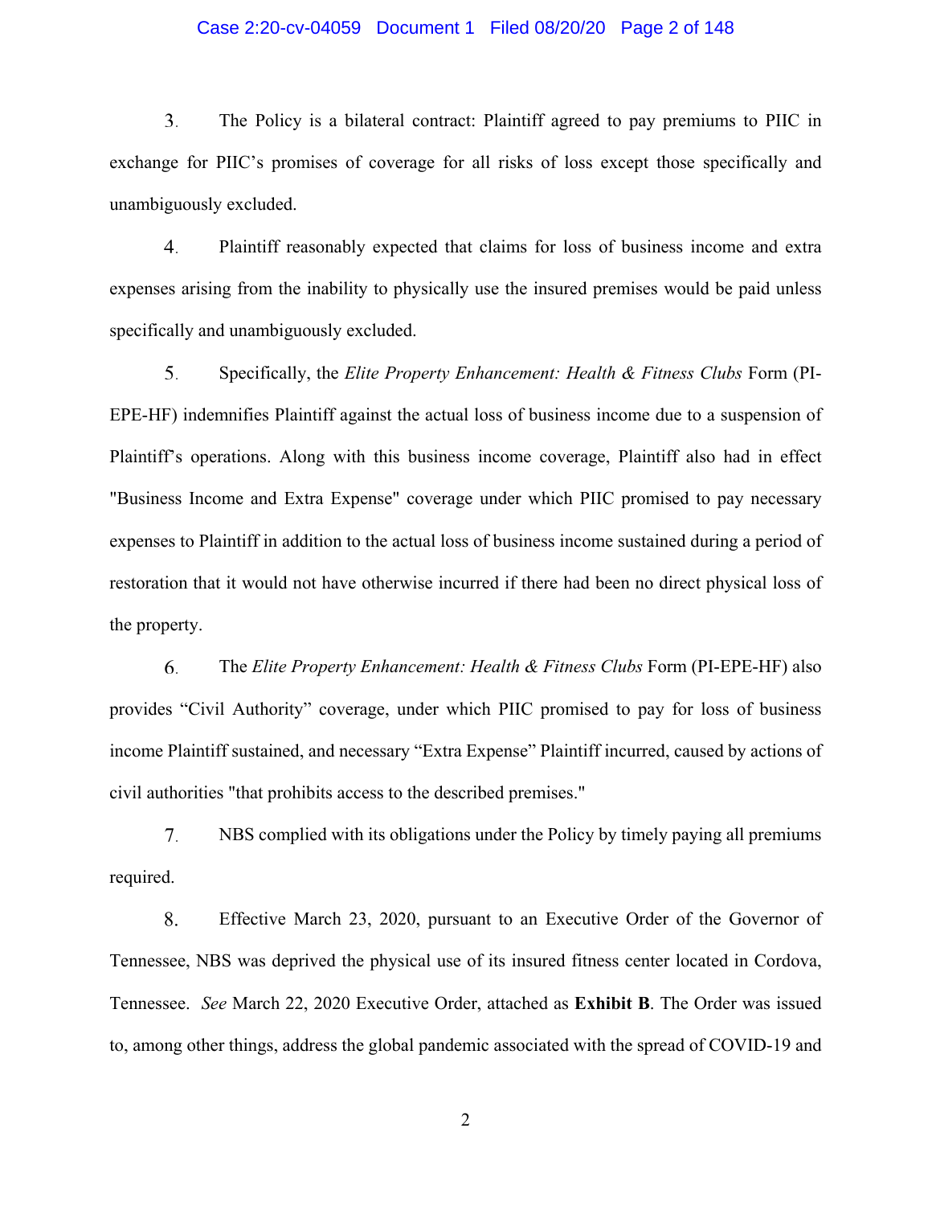3. The Policy is a bilateral contract: Plaintiff agreed to pay premiums to PIIC in exchange for PIIC's promises of coverage for all risks of loss except those specifically and unambiguously excluded.

4. Plaintiff reasonably expected that claims for loss of business income and extra expenses arising from the inability to physically use the insured premises would be paid unless specifically and unambiguously excluded.

5. Specifically, the *Elite Property Enhancement: Health & Fitness Clubs* Form (PI-EPE-HF) indemnifies Plaintiff against the actual loss of business income due to a suspension of Plaintiff's operations. Along with this business income coverage, Plaintiff also had in effect "Business Income and Extra Expense" coverage under which PIIC promised to pay necessary expenses to Plaintiff in addition to the actual loss of business income sustained during a period of restoration that it would not have otherwise incurred if there had been no direct physical loss of the property.

6. The *Elite Property Enhancement: Health & Fitness Clubs* Form (PI-EPE-HF) also provides "Civil Authority" coverage, under which PIIC promised to pay for loss of business income Plaintiff sustained, and necessary "Extra Expense" Plaintiff incurred, caused by actions of civil authorities "that prohibits access to the described premises."

7. NBS complied with its obligations under the Policy by timely paying all premiums required.

8. Effective March 23, 2020, pursuant to an Executive Order of the Governor of Tennessee, NBS was deprived the physical use of its insured fitness center located in Cordova, Tennessee. *See* March 22, 2020 Executive Order, attached as **Exhibit B**. The Order was issued to, among other things, address the global pandemic associated with the spread of COVID-19 and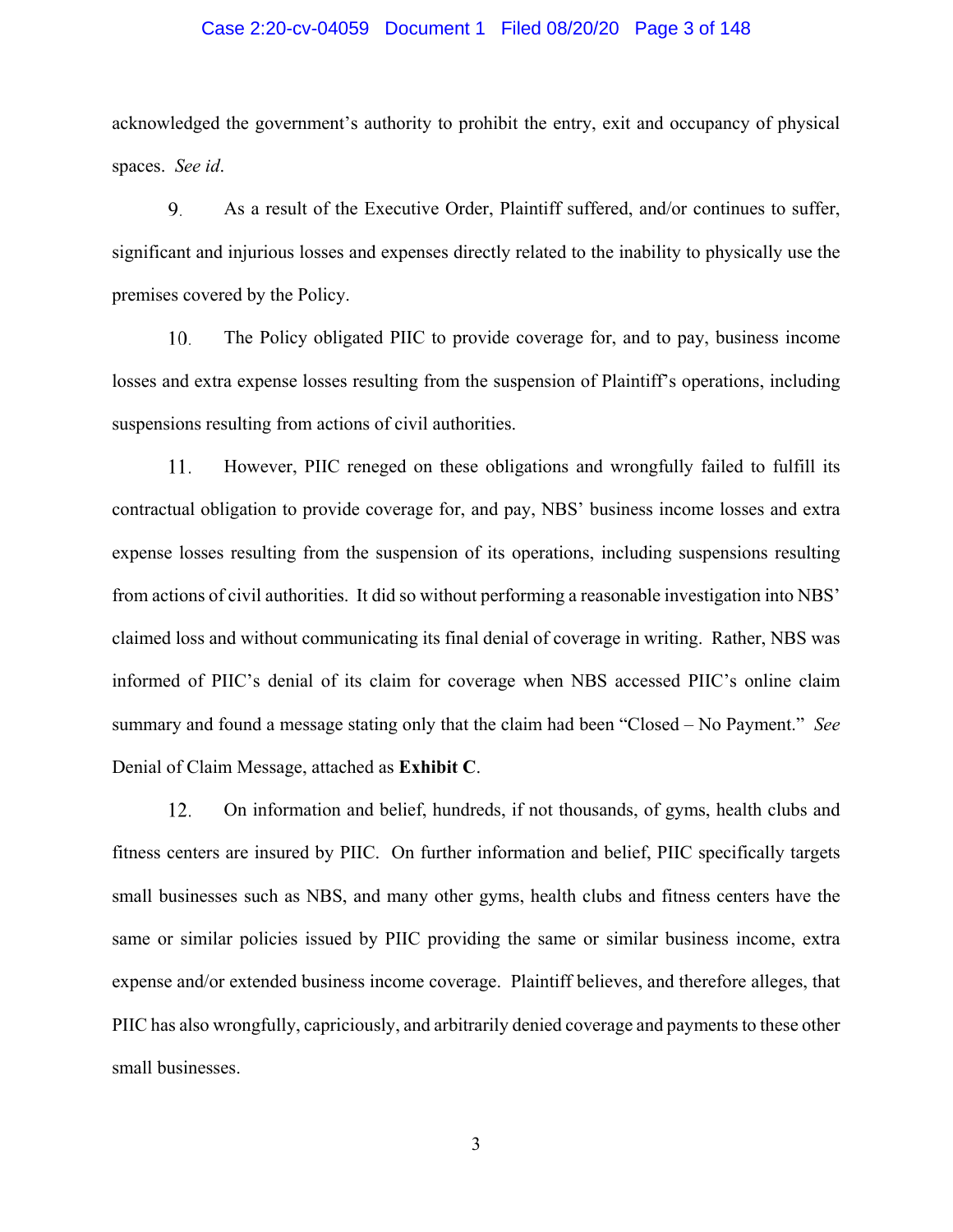acknowledged the government's authority to prohibit the entry, exit and occupancy of physical spaces. *See id*.

9. As a result of the Executive Order, Plaintiff suffered, and/or continues to suffer, significant and injurious losses and expenses directly related to the inability to physically use the premises covered by the Policy.

10. The Policy obligated PIIC to provide coverage for, and to pay, business income losses and extra expense losses resulting from the suspension of Plaintiff's operations, including suspensions resulting from actions of civil authorities.

11. However, PIIC reneged on these obligations and wrongfully failed to fulfill its contractual obligation to provide coverage for, and pay, NBS' business income losses and extra expense losses resulting from the suspension of its operations, including suspensions resulting from actions of civil authorities. It did so without performing a reasonable investigation into NBS' claimed loss and without communicating its final denial of coverage in writing. Rather, NBS was informed of PIIC's denial of its claim for coverage when NBS accessed PIIC's online claim summary and found a message stating only that the claim had been "Closed – No Payment." *See* Denial of Claim Message, attached as **Exhibit C**.

12. On information and belief, hundreds, if not thousands, of gyms, health clubs and fitness centers are insured by PIIC. On further information and belief, PIIC specifically targets small businesses such as NBS, and many other gyms, health clubs and fitness centers have the same or similar policies issued by PIIC providing the same or similar business income, extra expense and/or extended business income coverage. Plaintiff believes, and therefore alleges, that PIIC has also wrongfully, capriciously, and arbitrarily denied coverage and payments to these other small businesses.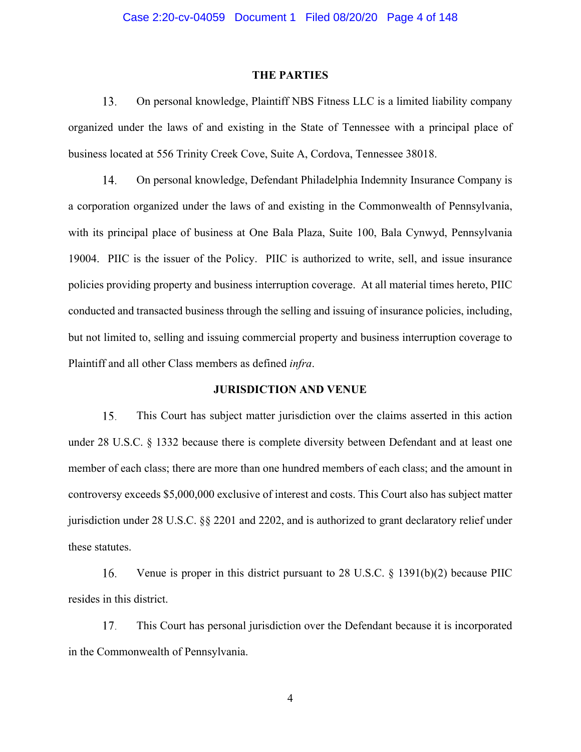## THE PARTIES

13. On personal knowledge, Plaintiff NBS Fitness LLC is a limited liability company organized under the laws of and existing in the State of Tennessee with a principal place of business located at 556 Trinity Creek Cove, Suite A, Cordova, Tennessee 38018.

14. On personal knowledge, Defendant Philadelphia Indemnity Insurance Company is a corporation organized under the laws of and existing in the Commonwealth of Pennsylvania, with its principal place of business at One Bala Plaza, Suite 100, Bala Cynwyd, Pennsylvania 19004. PIIC is the issuer of the Policy. PIIC is authorized to write, sell, and issue insurance policies providing property and business interruption coverage. At all material times hereto, PIIC conducted and transacted business through the selling and issuing of insurance policies, including, but not limited to, selling and issuing commercial property and business interruption coverage to Plaintiff and all other Class members as defined *infra*.

## JURISDICTION AND VENUE

15. This Court has subject matter jurisdiction over the claims asserted in this action under 28 U.S.C. § 1332 because there is complete diversity between Defendant and at least one member of each class; there are more than one hundred members of each class; and the amount in controversy exceeds $5,000,000 exclusive of interest and costs. This Court also has subject matter jurisdiction under 28 U.S.C. §§ 2201 and 2202, and is authorized to grant declaratory relief under these statutes.

16. Venue is proper in this district pursuant to 28 U.S.C. § 1391(b)(2) because PIIC resides in this district.

17. This Court has personal jurisdiction over the Defendant because it is incorporated in the Commonwealth of Pennsylvania.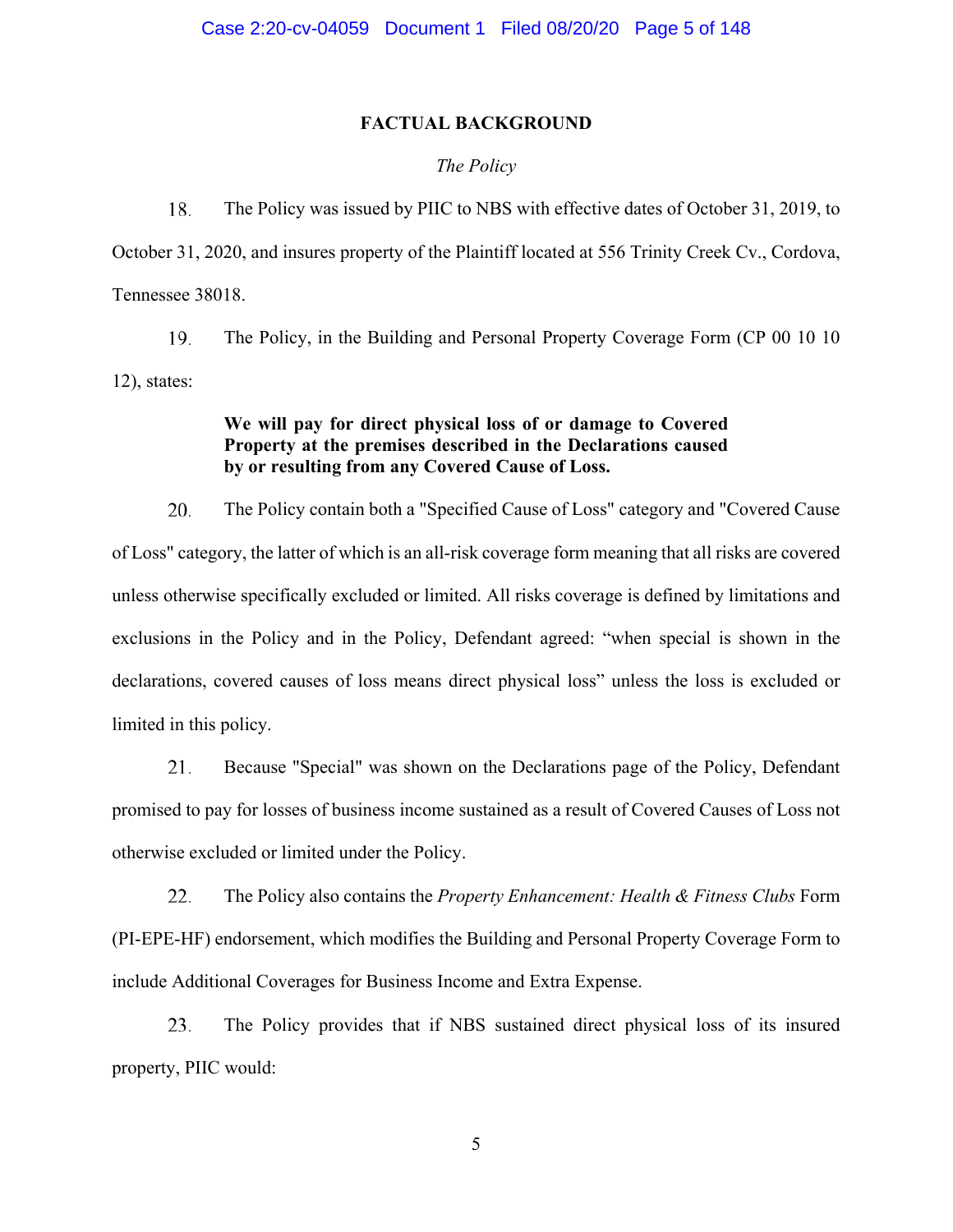## FACTUAL BACKGROUND

*The Policy*

18. The Policy was issued by PIIC to NBS with effective dates of October 31, 2019, to October 31, 2020, and insures property of the Plaintiff located at 556 Trinity Creek Cv., Cordova, Tennessee 38018.

19. The Policy, in the Building and Personal Property Coverage Form (CP 00 10 10 12), states:

> **We will pay for direct physical loss of or damage to Covered Property at the premises described in the Declarations caused by or resulting from any Covered Cause of Loss.**

20. The Policy contain both a "Specified Cause of Loss" category and "Covered Cause of Loss" category, the latter of which is an all-risk coverage form meaning that all risks are covered unless otherwise specifically excluded or limited. All risks coverage is defined by limitations and exclusions in the Policy and in the Policy, Defendant agreed: "when special is shown in the declarations, covered causes of loss means direct physical loss" unless the loss is excluded or limited in this policy.

21. Because "Special" was shown on the Declarations page of the Policy, Defendant promised to pay for losses of business income sustained as a result of Covered Causes of Loss not otherwise excluded or limited under the Policy.

22. The Policy also contains the *Property Enhancement: Health & Fitness Clubs* Form (PI-EPE-HF) endorsement, which modifies the Building and Personal Property Coverage Form to include Additional Coverages for Business Income and Extra Expense.

23. The Policy provides that if NBS sustained direct physical loss of its insured property, PIIC would: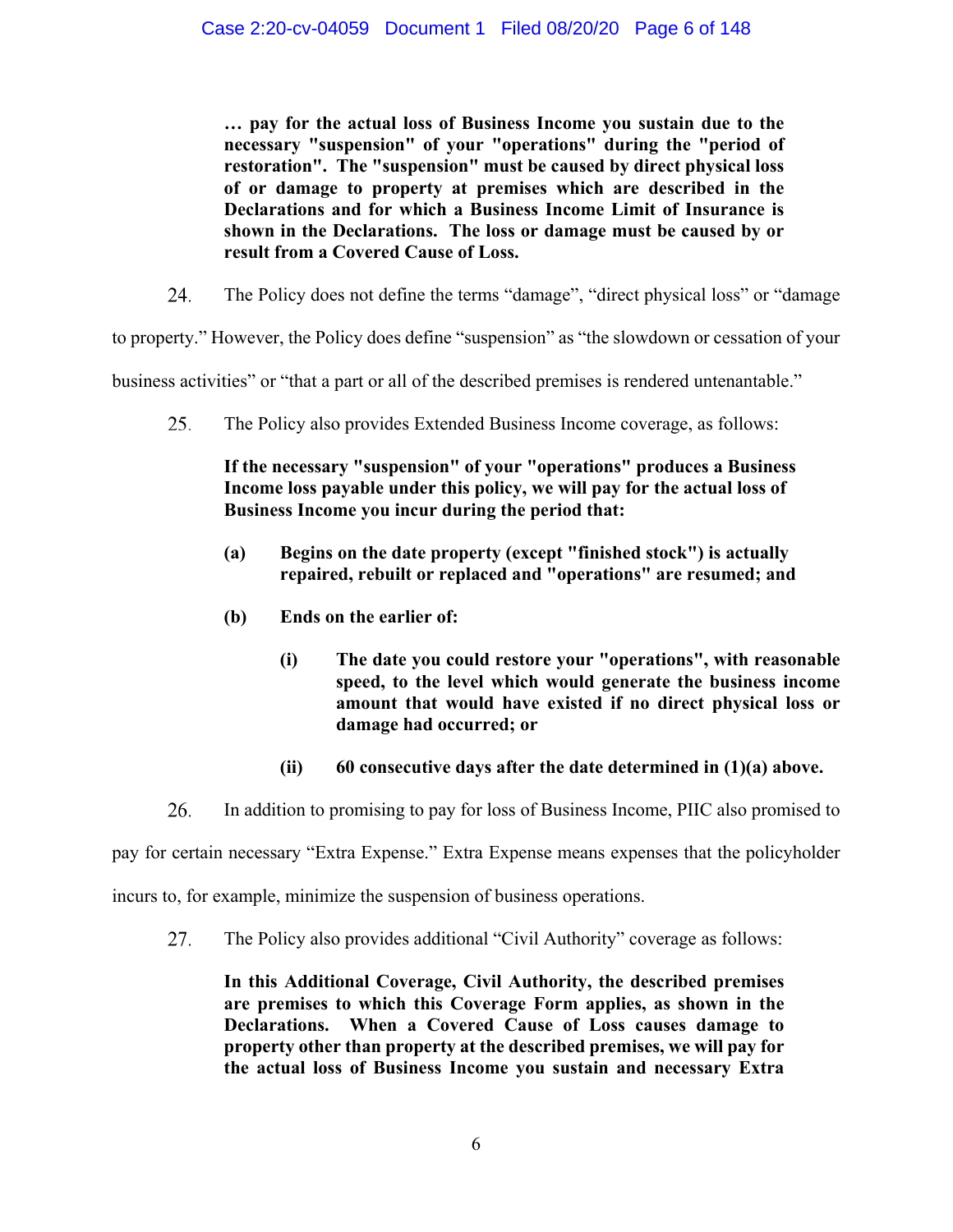**… pay for the actual loss of Business Income you sustain due to the necessary "suspension" of your "operations" during the "period of restoration". The "suspension" must be caused by direct physical loss of or damage to property at premises which are described in the Declarations and for which a Business Income Limit of Insurance is shown in the Declarations. The loss or damage must be caused by or result from a Covered Cause of Loss.**

24. The Policy does not define the terms "damage", "direct physical loss" or "damage to property." However, the Policy does define "suspension" as "the slowdown or cessation of your business activities" or "that a part or all of the described premises is rendered untenantable."

25. The Policy also provides Extended Business Income coverage, as follows:

**If the necessary "suspension" of your "operations" produces a Business Income loss payable under this policy, we will pay for the actual loss of Business Income you incur during the period that:**

**(a) Begins on the date property (except "finished stock") is actually repaired, rebuilt or replaced and "operations" are resumed; and**

**(b) Ends on the earlier of:**

**(i) The date you could restore your "operations", with reasonable speed, to the level which would generate the business income amount that would have existed if no direct physical loss or damage had occurred; or**

**(ii) 60 consecutive days after the date determined in (1)(a) above.**

26. In addition to promising to pay for loss of Business Income, PIIC also promised to pay for certain necessary "Extra Expense." Extra Expense means expenses that the policyholder incurs to, for example, minimize the suspension of business operations.

27. The Policy also provides additional "Civil Authority" coverage as follows:

**In this Additional Coverage, Civil Authority, the described premises are premises to which this Coverage Form applies, as shown in the Declarations. When a Covered Cause of Loss causes damage to property other than property at the described premises, we will pay for the actual loss of Business Income you sustain and necessary Extra**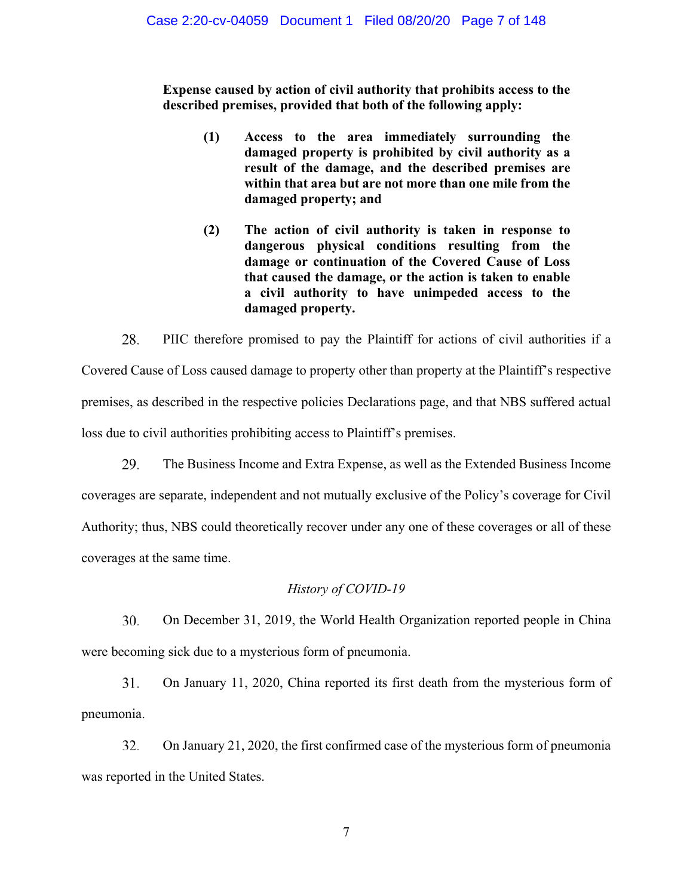**Expense caused by action of civil authority that prohibits access to the described premises, provided that both of the following apply:**

> **(1) Access to the area immediately surrounding the damaged property is prohibited by civil authority as a result of the damage, and the described premises are within that area but are not more than one mile from the damaged property; and**
>
> **(2) The action of civil authority is taken in response to dangerous physical conditions resulting from the damage or continuation of the Covered Cause of Loss that caused the damage, or the action is taken to enable a civil authority to have unimpeded access to the damaged property.**

28. PIIC therefore promised to pay the Plaintiff for actions of civil authorities if a Covered Cause of Loss caused damage to property other than property at the Plaintiff's respective premises, as described in the respective policies Declarations page, and that NBS suffered actual loss due to civil authorities prohibiting access to Plaintiff's premises.

29. The Business Income and Extra Expense, as well as the Extended Business Income coverages are separate, independent and not mutually exclusive of the Policy's coverage for Civil Authority; thus, NBS could theoretically recover under any one of these coverages or all of these coverages at the same time.

*History of COVID-19*

30. On December 31, 2019, the World Health Organization reported people in China were becoming sick due to a mysterious form of pneumonia.

31. On January 11, 2020, China reported its first death from the mysterious form of pneumonia.

32. On January 21, 2020, the first confirmed case of the mysterious form of pneumonia was reported in the United States.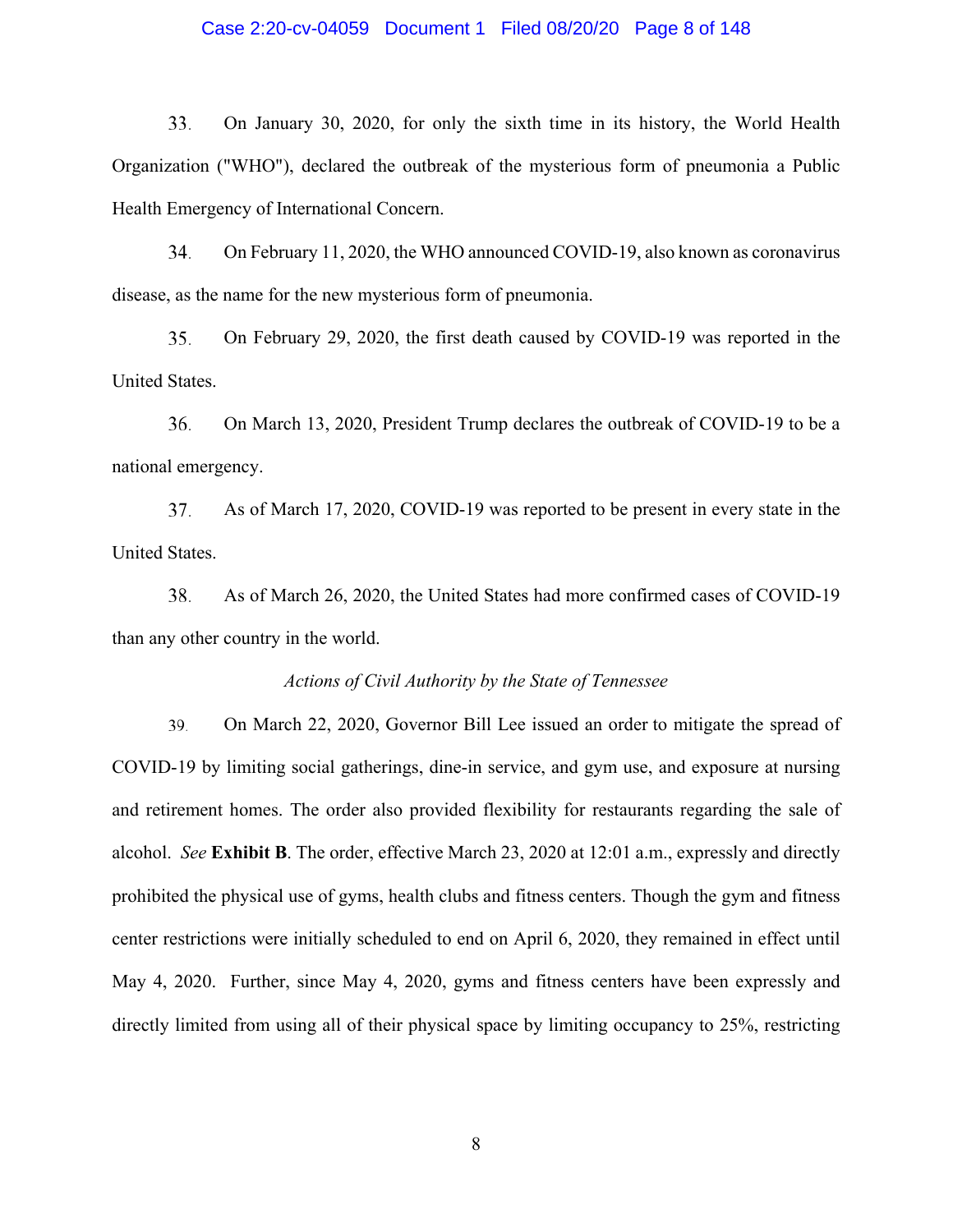33. On January 30, 2020, for only the sixth time in its history, the World Health Organization ("WHO"), declared the outbreak of the mysterious form of pneumonia a Public Health Emergency of International Concern.

34. On February 11, 2020, the WHO announced COVID-19, also known as coronavirus disease, as the name for the new mysterious form of pneumonia.

35. On February 29, 2020, the first death caused by COVID-19 was reported in the United States.

36. On March 13, 2020, President Trump declares the outbreak of COVID-19 to be a national emergency.

37. As of March 17, 2020, COVID-19 was reported to be present in every state in the United States.

38. As of March 26, 2020, the United States had more confirmed cases of COVID-19 than any other country in the world.

*Actions of Civil Authority by the State of Tennessee*

39. On March 22, 2020, Governor Bill Lee issued an order to mitigate the spread of COVID-19 by limiting social gatherings, dine-in service, and gym use, and exposure at nursing and retirement homes. The order also provided flexibility for restaurants regarding the sale of alcohol. *See* **Exhibit B**. The order, effective March 23, 2020 at 12:01 a.m., expressly and directly prohibited the physical use of gyms, health clubs and fitness centers. Though the gym and fitness center restrictions were initially scheduled to end on April 6, 2020, they remained in effect until May 4, 2020. Further, since May 4, 2020, gyms and fitness centers have been expressly and directly limited from using all of their physical space by limiting occupancy to 25%, restricting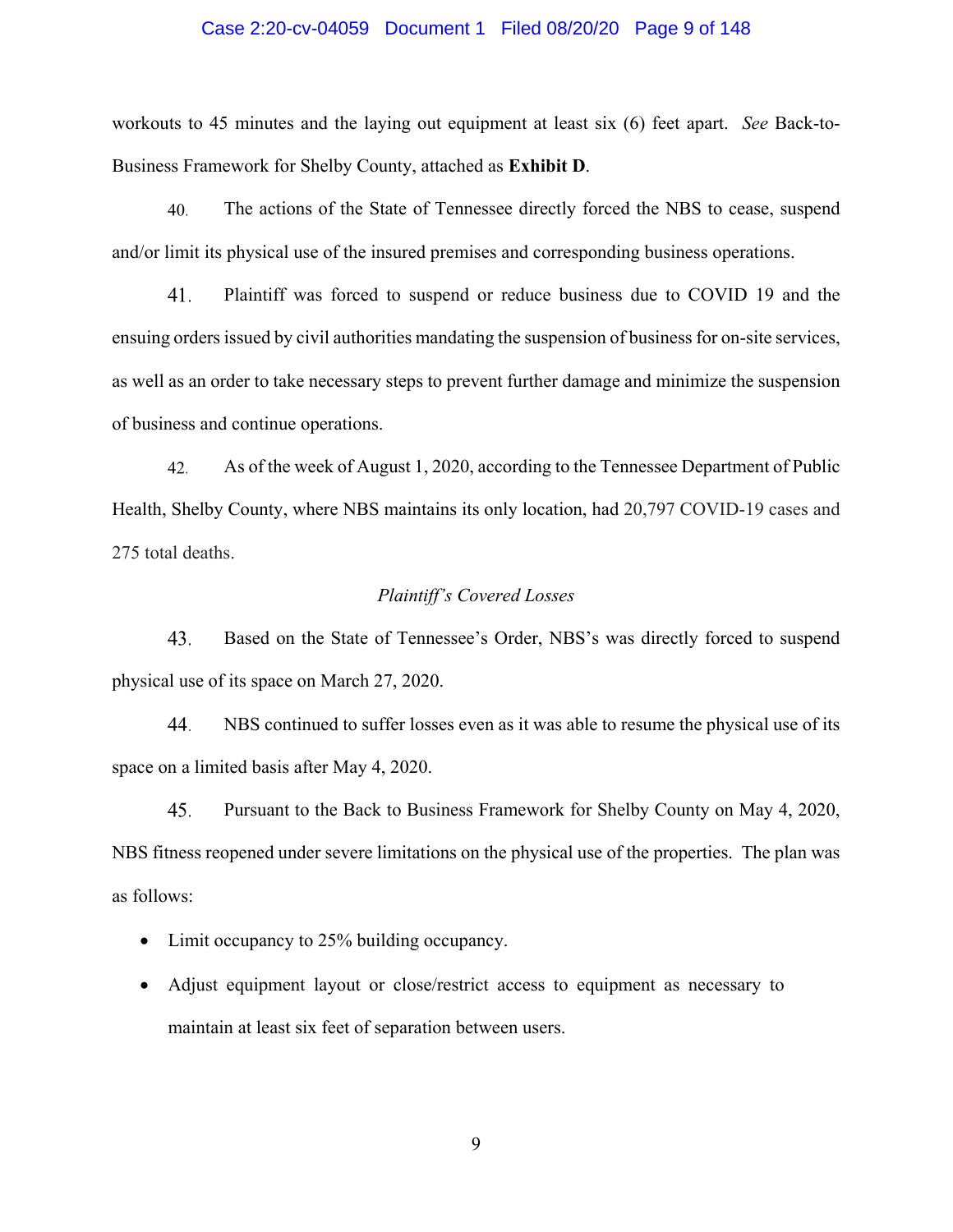workouts to 45 minutes and the laying out equipment at least six (6) feet apart. *See* Back-to-Business Framework for Shelby County, attached as **Exhibit D**.

40. The actions of the State of Tennessee directly forced the NBS to cease, suspend and/or limit its physical use of the insured premises and corresponding business operations.

41. Plaintiff was forced to suspend or reduce business due to COVID 19 and the ensuing orders issued by civil authorities mandating the suspension of business for on-site services, as well as an order to take necessary steps to prevent further damage and minimize the suspension of business and continue operations.

42. As of the week of August 1, 2020, according to the Tennessee Department of Public Health, Shelby County, where NBS maintains its only location, had 20,797 COVID-19 cases and 275 total deaths.

*Plaintiff's Covered Losses*

43. Based on the State of Tennessee's Order, NBS's was directly forced to suspend physical use of its space on March 27, 2020.

44. NBS continued to suffer losses even as it was able to resume the physical use of its space on a limited basis after May 4, 2020.

45. Pursuant to the Back to Business Framework for Shelby County on May 4, 2020, NBS fitness reopened under severe limitations on the physical use of the properties. The plan was as follows:

- Limit occupancy to 25% building occupancy.
- Adjust equipment layout or close/restrict access to equipment as necessary to maintain at least six feet of separation between users.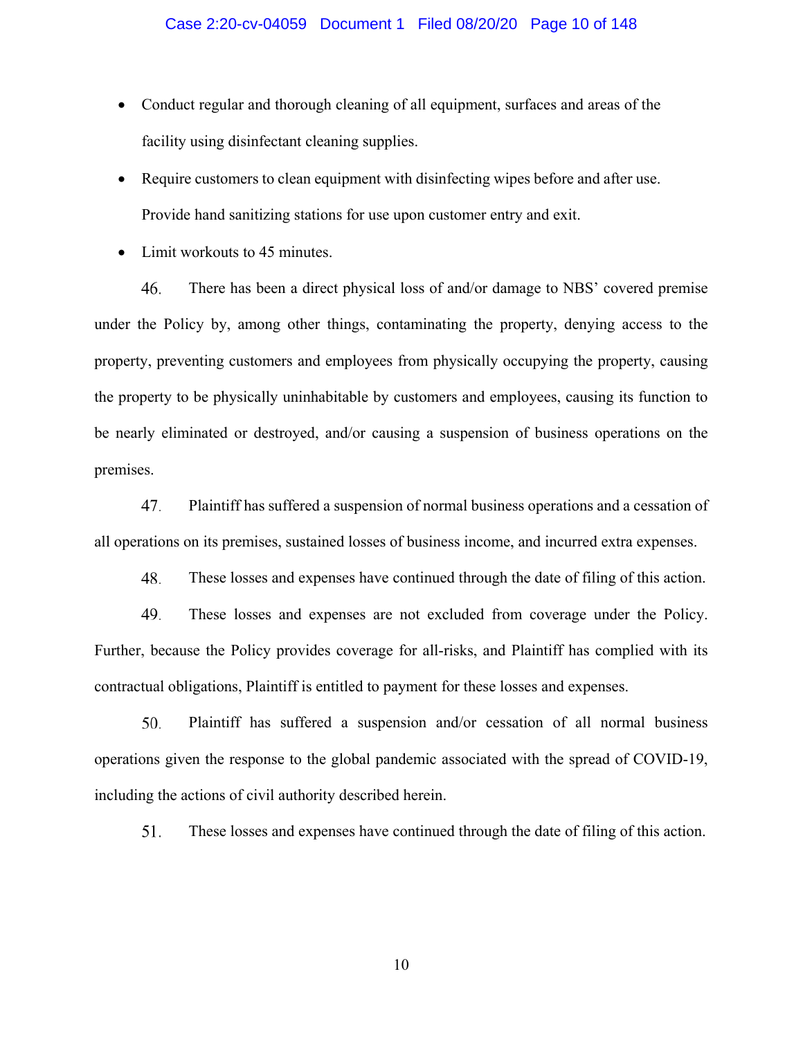- Conduct regular and thorough cleaning of all equipment, surfaces and areas of the facility using disinfectant cleaning supplies.
- Require customers to clean equipment with disinfecting wipes before and after use. Provide hand sanitizing stations for use upon customer entry and exit.
- Limit workouts to 45 minutes.

46. There has been a direct physical loss of and/or damage to NBS' covered premise under the Policy by, among other things, contaminating the property, denying access to the property, preventing customers and employees from physically occupying the property, causing the property to be physically uninhabitable by customers and employees, causing its function to be nearly eliminated or destroyed, and/or causing a suspension of business operations on the premises.

47. Plaintiff has suffered a suspension of normal business operations and a cessation of all operations on its premises, sustained losses of business income, and incurred extra expenses.

48. These losses and expenses have continued through the date of filing of this action.

49. These losses and expenses are not excluded from coverage under the Policy. Further, because the Policy provides coverage for all-risks, and Plaintiff has complied with its contractual obligations, Plaintiff is entitled to payment for these losses and expenses.

50. Plaintiff has suffered a suspension and/or cessation of all normal business operations given the response to the global pandemic associated with the spread of COVID-19, including the actions of civil authority described herein.

51. These losses and expenses have continued through the date of filing of this action.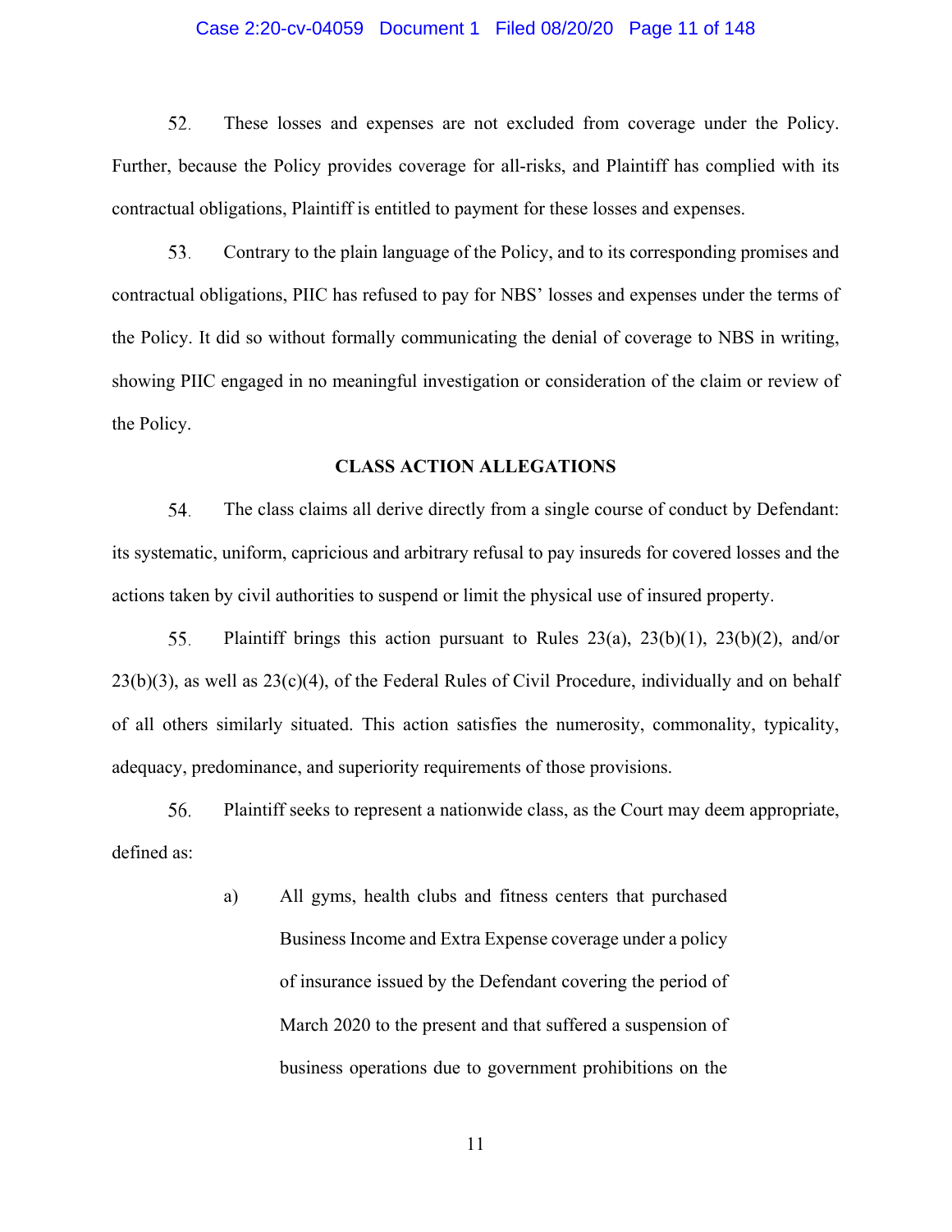52. These losses and expenses are not excluded from coverage under the Policy. Further, because the Policy provides coverage for all-risks, and Plaintiff has complied with its contractual obligations, Plaintiff is entitled to payment for these losses and expenses.

53. Contrary to the plain language of the Policy, and to its corresponding promises and contractual obligations, PIIC has refused to pay for NBS' losses and expenses under the terms of the Policy. It did so without formally communicating the denial of coverage to NBS in writing, showing PIIC engaged in no meaningful investigation or consideration of the claim or review of the Policy.

## CLASS ACTION ALLEGATIONS

54. The class claims all derive directly from a single course of conduct by Defendant: its systematic, uniform, capricious and arbitrary refusal to pay insureds for covered losses and the actions taken by civil authorities to suspend or limit the physical use of insured property.

55. Plaintiff brings this action pursuant to Rules 23(a), 23(b)(1), 23(b)(2), and/or 23(b)(3), as well as 23(c)(4), of the Federal Rules of Civil Procedure, individually and on behalf of all others similarly situated. This action satisfies the numerosity, commonality, typicality, adequacy, predominance, and superiority requirements of those provisions.

56. Plaintiff seeks to represent a nationwide class, as the Court may deem appropriate, defined as:

> a) All gyms, health clubs and fitness centers that purchased Business Income and Extra Expense coverage under a policy of insurance issued by the Defendant covering the period of March 2020 to the present and that suffered a suspension of business operations due to government prohibitions on the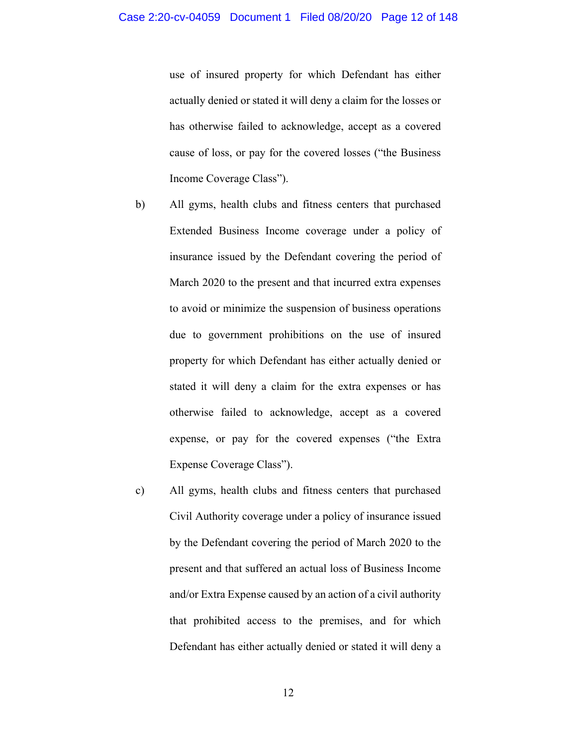use of insured property for which Defendant has either actually denied or stated it will deny a claim for the losses or has otherwise failed to acknowledge, accept as a covered cause of loss, or pay for the covered losses ("the Business Income Coverage Class").

b) All gyms, health clubs and fitness centers that purchased Extended Business Income coverage under a policy of insurance issued by the Defendant covering the period of March 2020 to the present and that incurred extra expenses to avoid or minimize the suspension of business operations due to government prohibitions on the use of insured property for which Defendant has either actually denied or stated it will deny a claim for the extra expenses or has otherwise failed to acknowledge, accept as a covered expense, or pay for the covered expenses ("the Extra Expense Coverage Class").

c) All gyms, health clubs and fitness centers that purchased Civil Authority coverage under a policy of insurance issued by the Defendant covering the period of March 2020 to the present and that suffered an actual loss of Business Income and/or Extra Expense caused by an action of a civil authority that prohibited access to the premises, and for which Defendant has either actually denied or stated it will deny a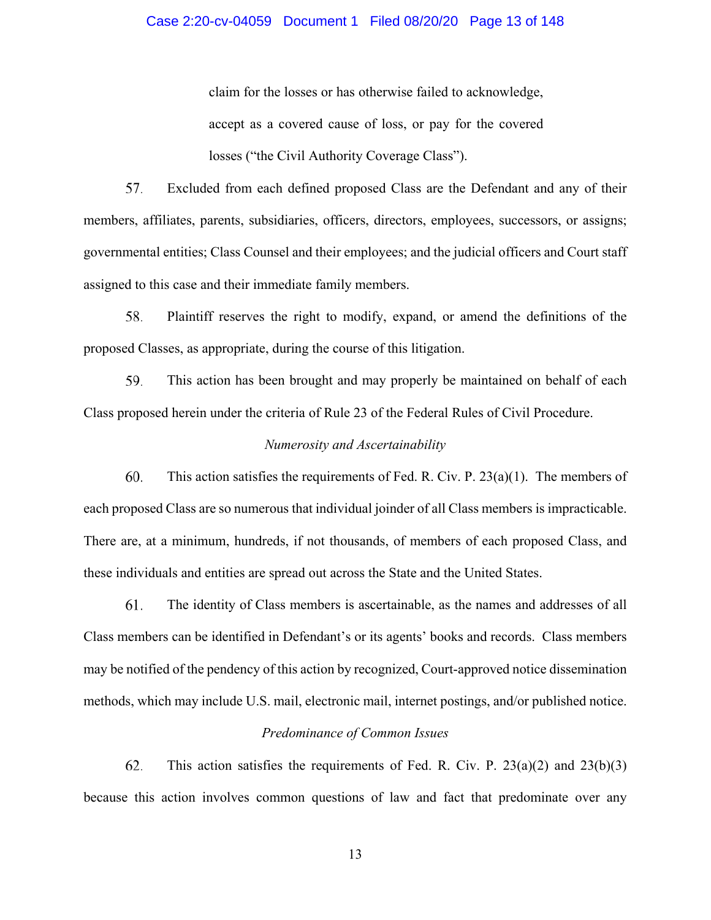claim for the losses or has otherwise failed to acknowledge, accept as a covered cause of loss, or pay for the covered losses ("the Civil Authority Coverage Class").

57. Excluded from each defined proposed Class are the Defendant and any of their members, affiliates, parents, subsidiaries, officers, directors, employees, successors, or assigns; governmental entities; Class Counsel and their employees; and the judicial officers and Court staff assigned to this case and their immediate family members.

58. Plaintiff reserves the right to modify, expand, or amend the definitions of the proposed Classes, as appropriate, during the course of this litigation.

59. This action has been brought and may properly be maintained on behalf of each Class proposed herein under the criteria of Rule 23 of the Federal Rules of Civil Procedure.

*Numerosity and Ascertainability*

60. This action satisfies the requirements of Fed. R. Civ. P. 23(a)(1). The members of each proposed Class are so numerous that individual joinder of all Class members is impracticable. There are, at a minimum, hundreds, if not thousands, of members of each proposed Class, and these individuals and entities are spread out across the State and the United States.

61. The identity of Class members is ascertainable, as the names and addresses of all Class members can be identified in Defendant's or its agents' books and records. Class members may be notified of the pendency of this action by recognized, Court-approved notice dissemination methods, which may include U.S. mail, electronic mail, internet postings, and/or published notice.

*Predominance of Common Issues*

62. This action satisfies the requirements of Fed. R. Civ. P. 23(a)(2) and 23(b)(3) because this action involves common questions of law and fact that predominate over any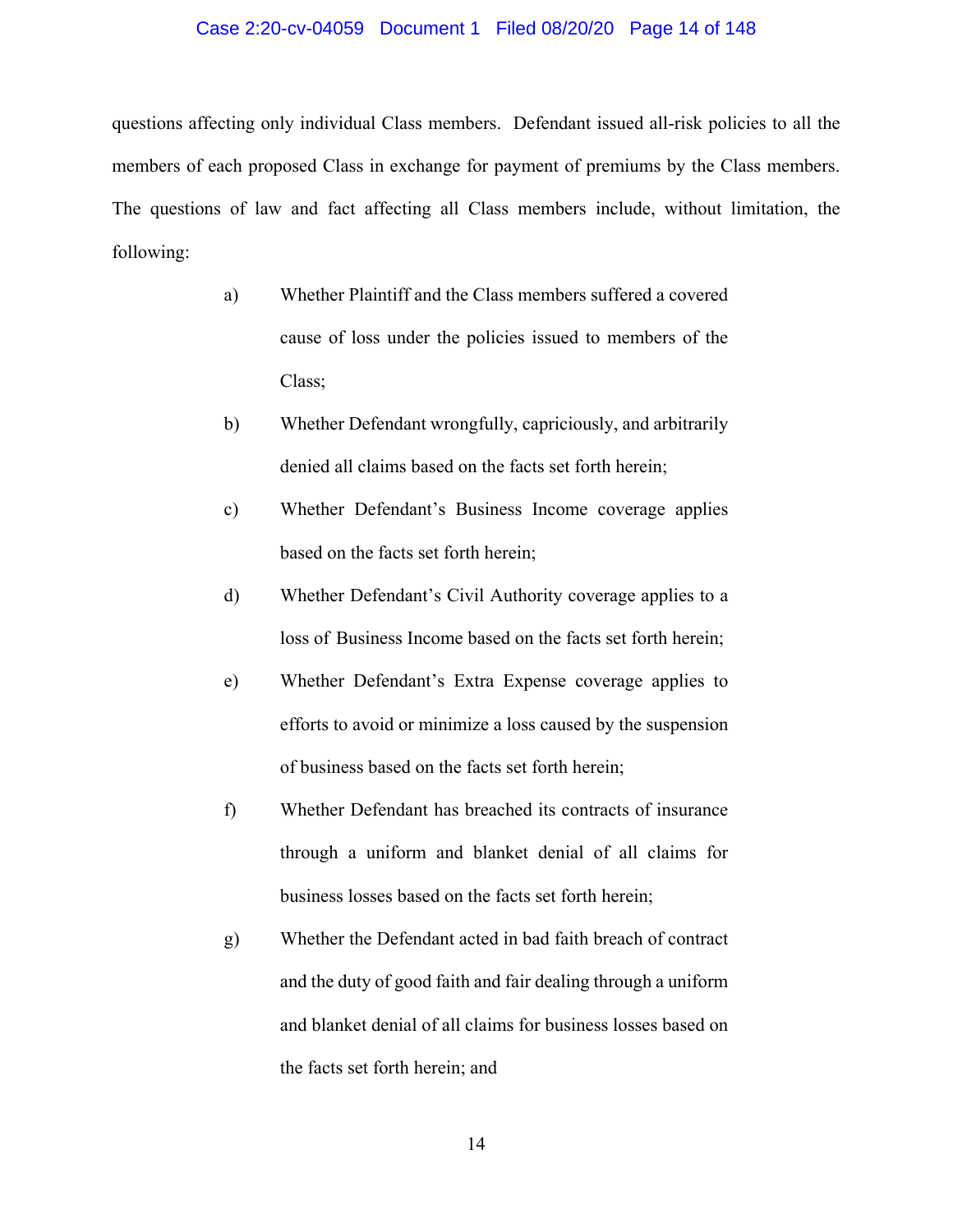questions affecting only individual Class members. Defendant issued all-risk policies to all the members of each proposed Class in exchange for payment of premiums by the Class members. The questions of law and fact affecting all Class members include, without limitation, the following:

a) Whether Plaintiff and the Class members suffered a covered cause of loss under the policies issued to members of the Class;

b) Whether Defendant wrongfully, capriciously, and arbitrarily denied all claims based on the facts set forth herein;

c) Whether Defendant's Business Income coverage applies based on the facts set forth herein;

d) Whether Defendant's Civil Authority coverage applies to a loss of Business Income based on the facts set forth herein;

e) Whether Defendant's Extra Expense coverage applies to efforts to avoid or minimize a loss caused by the suspension of business based on the facts set forth herein;

f) Whether Defendant has breached its contracts of insurance through a uniform and blanket denial of all claims for business losses based on the facts set forth herein;

g) Whether the Defendant acted in bad faith breach of contract and the duty of good faith and fair dealing through a uniform and blanket denial of all claims for business losses based on the facts set forth herein; and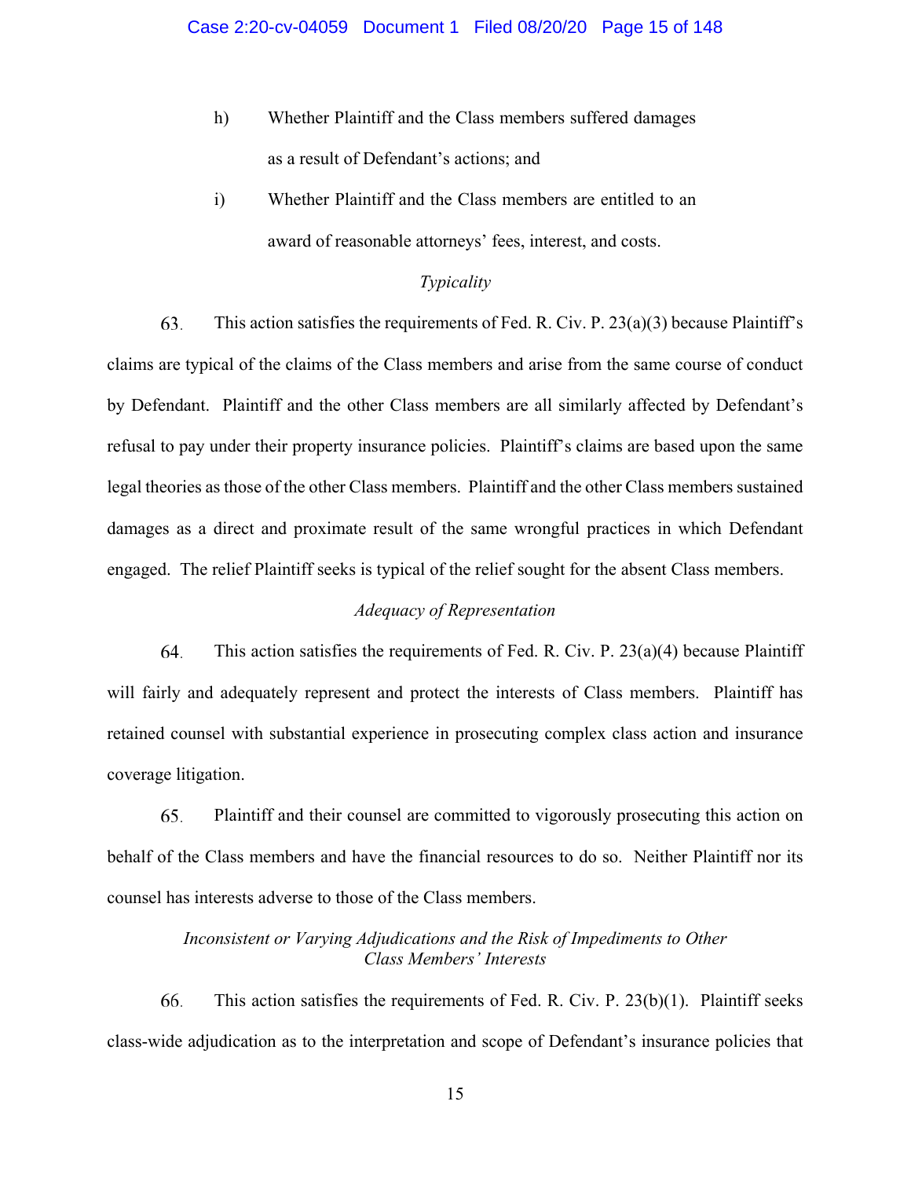h) Whether Plaintiff and the Class members suffered damages as a result of Defendant's actions; and

i) Whether Plaintiff and the Class members are entitled to an award of reasonable attorneys' fees, interest, and costs.

*Typicality*

63. This action satisfies the requirements of Fed. R. Civ. P. 23(a)(3) because Plaintiff's claims are typical of the claims of the Class members and arise from the same course of conduct by Defendant. Plaintiff and the other Class members are all similarly affected by Defendant's refusal to pay under their property insurance policies. Plaintiff's claims are based upon the same legal theories as those of the other Class members. Plaintiff and the other Class members sustained damages as a direct and proximate result of the same wrongful practices in which Defendant engaged. The relief Plaintiff seeks is typical of the relief sought for the absent Class members.

*Adequacy of Representation*

64. This action satisfies the requirements of Fed. R. Civ. P. 23(a)(4) because Plaintiff will fairly and adequately represent and protect the interests of Class members. Plaintiff has retained counsel with substantial experience in prosecuting complex class action and insurance coverage litigation.

65. Plaintiff and their counsel are committed to vigorously prosecuting this action on behalf of the Class members and have the financial resources to do so. Neither Plaintiff nor its counsel has interests adverse to those of the Class members.

*Inconsistent or Varying Adjudications and the Risk of Impediments to Other Class Members' Interests*

66. This action satisfies the requirements of Fed. R. Civ. P. 23(b)(1). Plaintiff seeks class-wide adjudication as to the interpretation and scope of Defendant's insurance policies that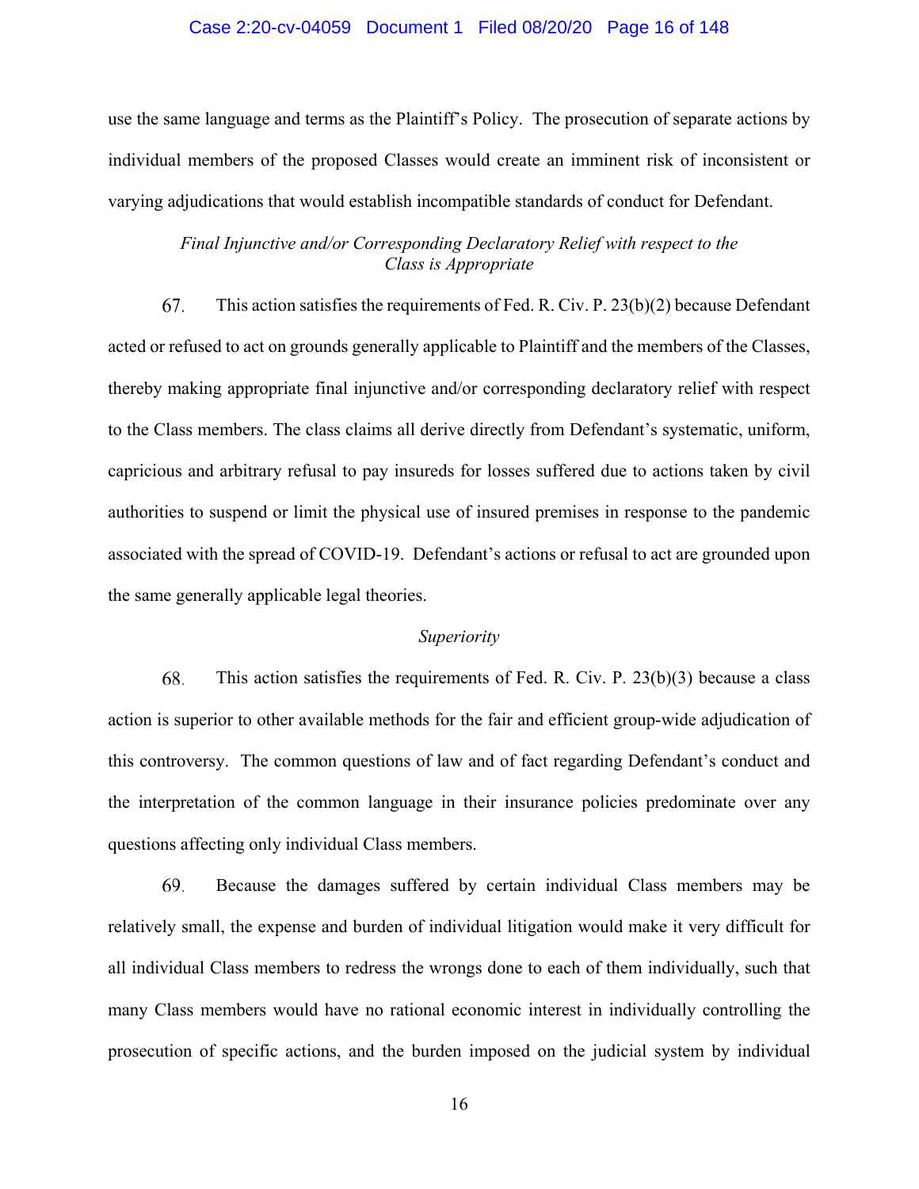use the same language and terms as the Plaintiff's Policy. The prosecution of separate actions by individual members of the proposed Classes would create an imminent risk of inconsistent or varying adjudications that would establish incompatible standards of conduct for Defendant.

*Final Injunctive and/or Corresponding Declaratory Relief with respect to the Class is Appropriate*

67. This action satisfies the requirements of Fed. R. Civ. P. 23(b)(2) because Defendant acted or refused to act on grounds generally applicable to Plaintiff and the members of the Classes, thereby making appropriate final injunctive and/or corresponding declaratory relief with respect to the Class members. The class claims all derive directly from Defendant's systematic, uniform, capricious and arbitrary refusal to pay insureds for losses suffered due to actions taken by civil authorities to suspend or limit the physical use of insured premises in response to the pandemic associated with the spread of COVID-19. Defendant's actions or refusal to act are grounded upon the same generally applicable legal theories.

*Superiority*

68. This action satisfies the requirements of Fed. R. Civ. P. 23(b)(3) because a class action is superior to other available methods for the fair and efficient group-wide adjudication of this controversy. The common questions of law and of fact regarding Defendant's conduct and the interpretation of the common language in their insurance policies predominate over any questions affecting only individual Class members.

69. Because the damages suffered by certain individual Class members may be relatively small, the expense and burden of individual litigation would make it very difficult for all individual Class members to redress the wrongs done to each of them individually, such that many Class members would have no rational economic interest in individually controlling the prosecution of specific actions, and the burden imposed on the judicial system by individual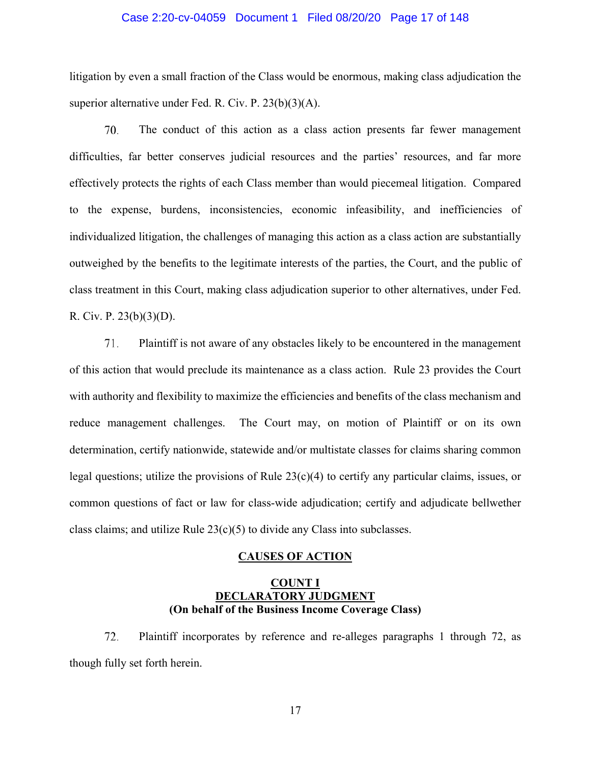litigation by even a small fraction of the Class would be enormous, making class adjudication the superior alternative under Fed. R. Civ. P. 23(b)(3)(A).

70. The conduct of this action as a class action presents far fewer management difficulties, far better conserves judicial resources and the parties' resources, and far more effectively protects the rights of each Class member than would piecemeal litigation. Compared to the expense, burdens, inconsistencies, economic infeasibility, and inefficiencies of individualized litigation, the challenges of managing this action as a class action are substantially outweighed by the benefits to the legitimate interests of the parties, the Court, and the public of class treatment in this Court, making class adjudication superior to other alternatives, under Fed. R. Civ. P. 23(b)(3)(D).

71. Plaintiff is not aware of any obstacles likely to be encountered in the management of this action that would preclude its maintenance as a class action. Rule 23 provides the Court with authority and flexibility to maximize the efficiencies and benefits of the class mechanism and reduce management challenges. The Court may, on motion of Plaintiff or on its own determination, certify nationwide, statewide and/or multistate classes for claims sharing common legal questions; utilize the provisions of Rule 23(c)(4) to certify any particular claims, issues, or common questions of fact or law for class-wide adjudication; certify and adjudicate bellwether class claims; and utilize Rule 23(c)(5) to divide any Class into subclasses.

## CAUSES OF ACTION

### COUNT I
### DECLARATORY JUDGMENT
**(On behalf of the Business Income Coverage Class)**

72. Plaintiff incorporates by reference and re-alleges paragraphs 1 through 72, as though fully set forth herein.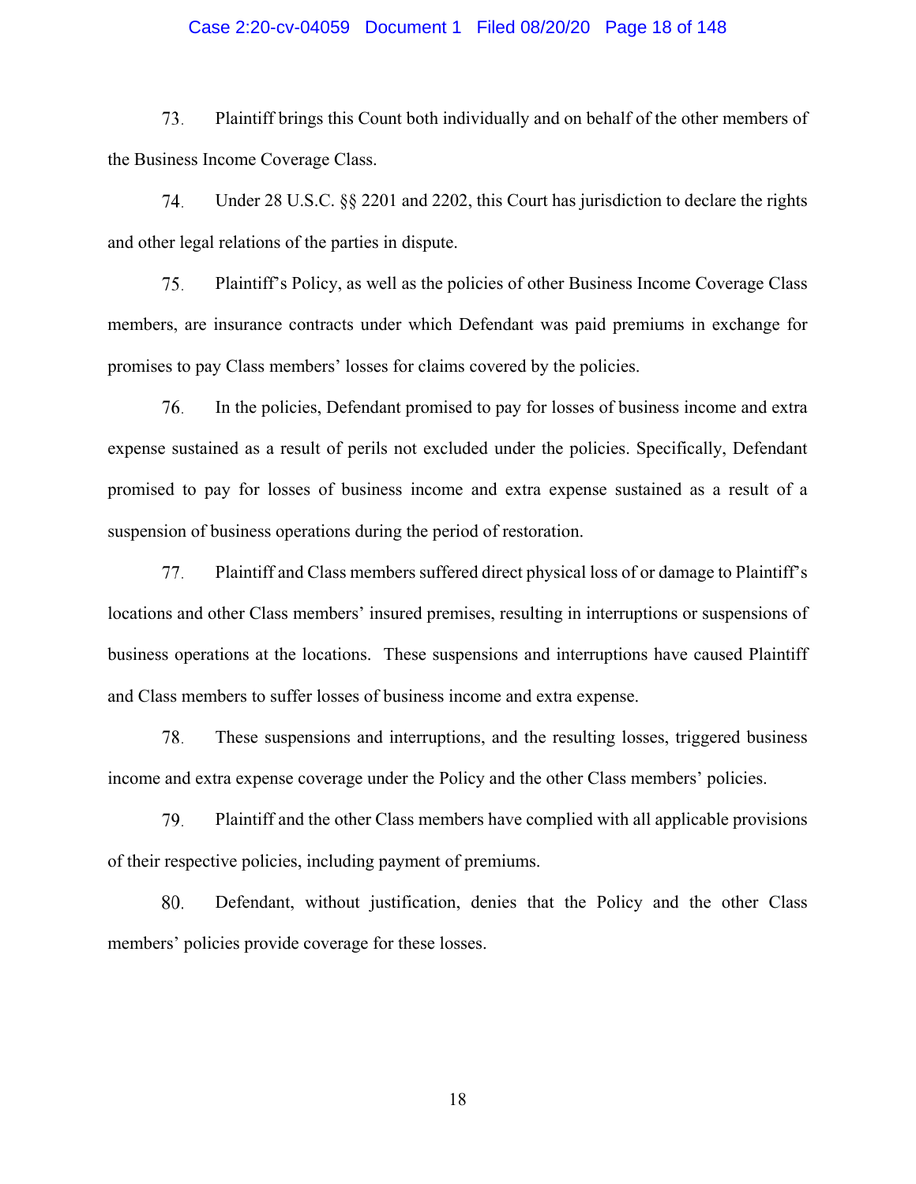73. Plaintiff brings this Count both individually and on behalf of the other members of the Business Income Coverage Class.

74. Under 28 U.S.C. §§ 2201 and 2202, this Court has jurisdiction to declare the rights and other legal relations of the parties in dispute.

75. Plaintiff's Policy, as well as the policies of other Business Income Coverage Class members, are insurance contracts under which Defendant was paid premiums in exchange for promises to pay Class members' losses for claims covered by the policies.

76. In the policies, Defendant promised to pay for losses of business income and extra expense sustained as a result of perils not excluded under the policies. Specifically, Defendant promised to pay for losses of business income and extra expense sustained as a result of a suspension of business operations during the period of restoration.

77. Plaintiff and Class members suffered direct physical loss of or damage to Plaintiff's locations and other Class members' insured premises, resulting in interruptions or suspensions of business operations at the locations. These suspensions and interruptions have caused Plaintiff and Class members to suffer losses of business income and extra expense.

78. These suspensions and interruptions, and the resulting losses, triggered business income and extra expense coverage under the Policy and the other Class members' policies.

79. Plaintiff and the other Class members have complied with all applicable provisions of their respective policies, including payment of premiums.

80. Defendant, without justification, denies that the Policy and the other Class members' policies provide coverage for these losses.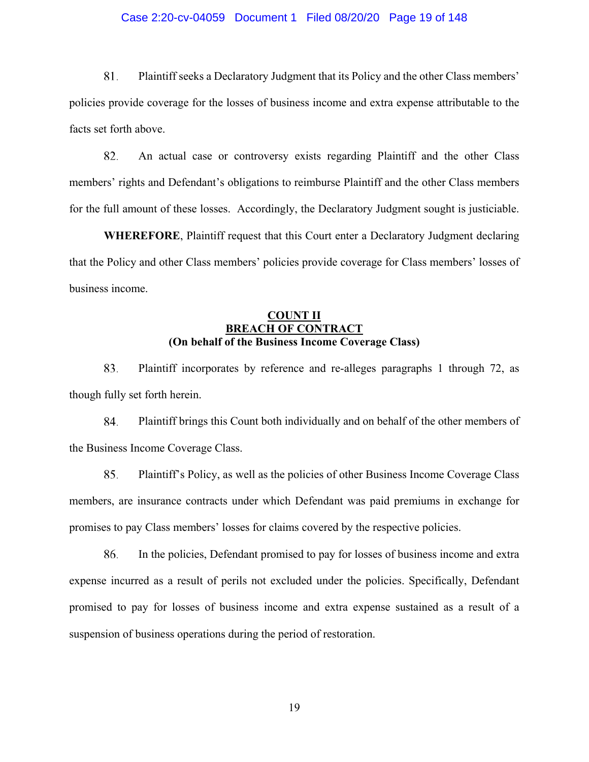81. Plaintiff seeks a Declaratory Judgment that its Policy and the other Class members' policies provide coverage for the losses of business income and extra expense attributable to the facts set forth above.

82. An actual case or controversy exists regarding Plaintiff and the other Class members' rights and Defendant's obligations to reimburse Plaintiff and the other Class members for the full amount of these losses. Accordingly, the Declaratory Judgment sought is justiciable.

**WHEREFORE**, Plaintiff request that this Court enter a Declaratory Judgment declaring that the Policy and other Class members' policies provide coverage for Class members' losses of business income.

## COUNT II
## BREACH OF CONTRACT
### (On behalf of the Business Income Coverage Class)

83. Plaintiff incorporates by reference and re-alleges paragraphs 1 through 72, as though fully set forth herein.

84. Plaintiff brings this Count both individually and on behalf of the other members of the Business Income Coverage Class.

85. Plaintiff's Policy, as well as the policies of other Business Income Coverage Class members, are insurance contracts under which Defendant was paid premiums in exchange for promises to pay Class members' losses for claims covered by the respective policies.

86. In the policies, Defendant promised to pay for losses of business income and extra expense incurred as a result of perils not excluded under the policies. Specifically, Defendant promised to pay for losses of business income and extra expense sustained as a result of a suspension of business operations during the period of restoration.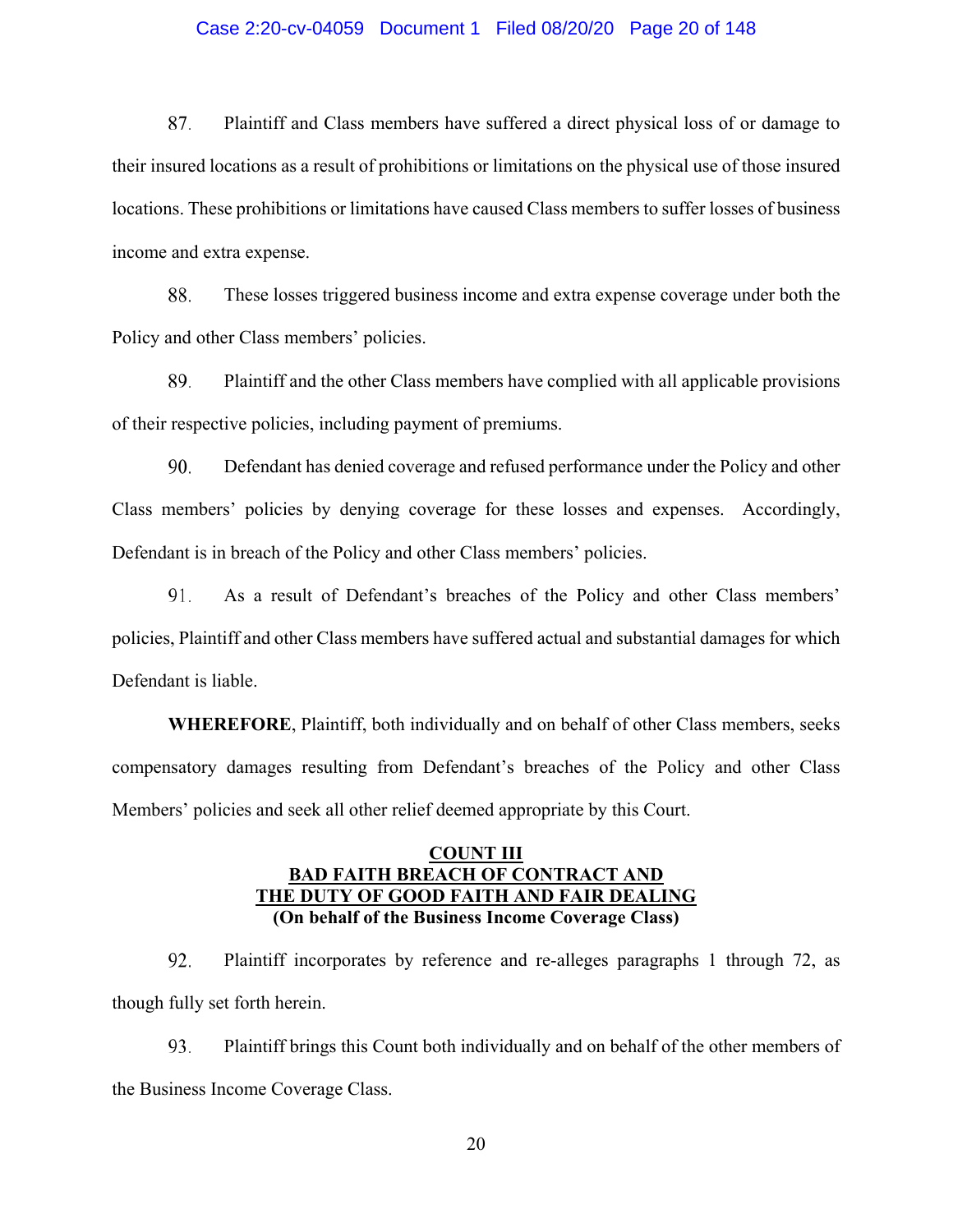87. Plaintiff and Class members have suffered a direct physical loss of or damage to their insured locations as a result of prohibitions or limitations on the physical use of those insured locations. These prohibitions or limitations have caused Class members to suffer losses of business income and extra expense.

88. These losses triggered business income and extra expense coverage under both the Policy and other Class members' policies.

89. Plaintiff and the other Class members have complied with all applicable provisions of their respective policies, including payment of premiums.

90. Defendant has denied coverage and refused performance under the Policy and other Class members' policies by denying coverage for these losses and expenses. Accordingly, Defendant is in breach of the Policy and other Class members' policies.

91. As a result of Defendant's breaches of the Policy and other Class members' policies, Plaintiff and other Class members have suffered actual and substantial damages for which Defendant is liable.

**WHEREFORE**, Plaintiff, both individually and on behalf of other Class members, seeks compensatory damages resulting from Defendant's breaches of the Policy and other Class Members' policies and seek all other relief deemed appropriate by this Court.

## COUNT III
## BAD FAITH BREACH OF CONTRACT AND THE DUTY OF GOOD FAITH AND FAIR DEALING
**(On behalf of the Business Income Coverage Class)**

92. Plaintiff incorporates by reference and re-alleges paragraphs 1 through 72, as though fully set forth herein.

93. Plaintiff brings this Count both individually and on behalf of the other members of the Business Income Coverage Class.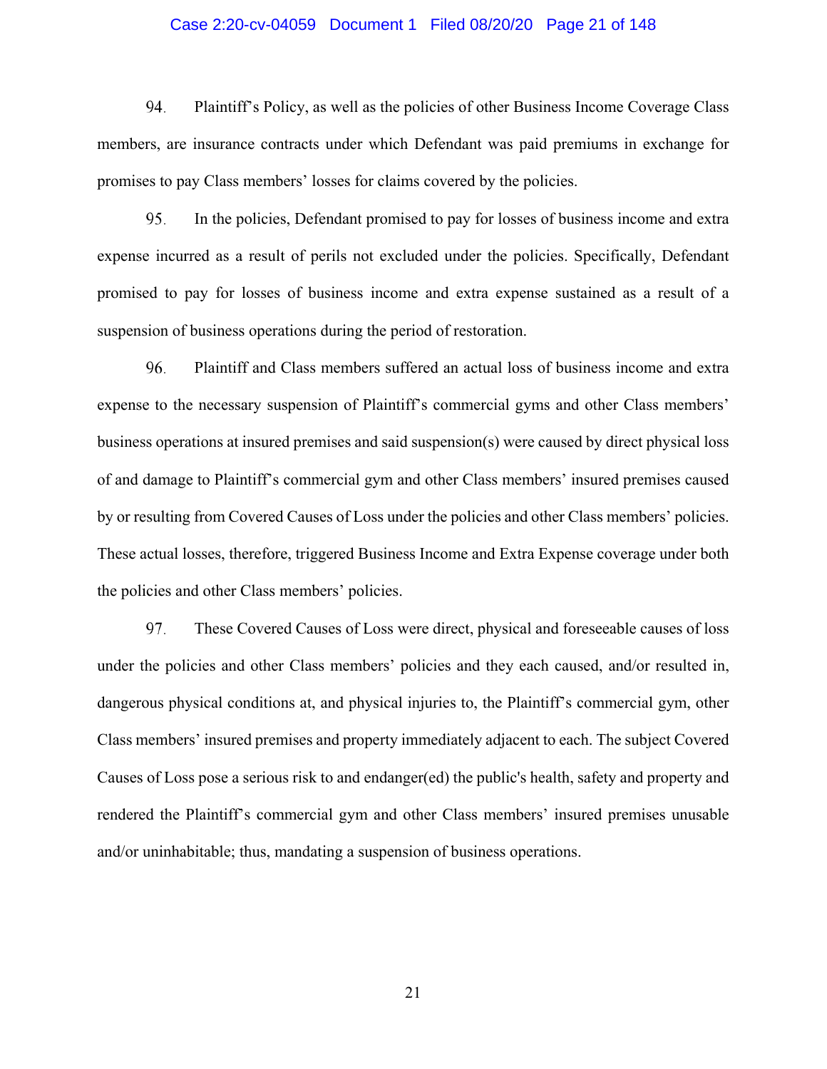94. Plaintiff's Policy, as well as the policies of other Business Income Coverage Class members, are insurance contracts under which Defendant was paid premiums in exchange for promises to pay Class members' losses for claims covered by the policies.

95. In the policies, Defendant promised to pay for losses of business income and extra expense incurred as a result of perils not excluded under the policies. Specifically, Defendant promised to pay for losses of business income and extra expense sustained as a result of a suspension of business operations during the period of restoration.

96. Plaintiff and Class members suffered an actual loss of business income and extra expense to the necessary suspension of Plaintiff's commercial gyms and other Class members' business operations at insured premises and said suspension(s) were caused by direct physical loss of and damage to Plaintiff's commercial gym and other Class members' insured premises caused by or resulting from Covered Causes of Loss under the policies and other Class members' policies. These actual losses, therefore, triggered Business Income and Extra Expense coverage under both the policies and other Class members' policies.

97. These Covered Causes of Loss were direct, physical and foreseeable causes of loss under the policies and other Class members' policies and they each caused, and/or resulted in, dangerous physical conditions at, and physical injuries to, the Plaintiff's commercial gym, other Class members' insured premises and property immediately adjacent to each. The subject Covered Causes of Loss pose a serious risk to and endanger(ed) the public's health, safety and property and rendered the Plaintiff's commercial gym and other Class members' insured premises unusable and/or uninhabitable; thus, mandating a suspension of business operations.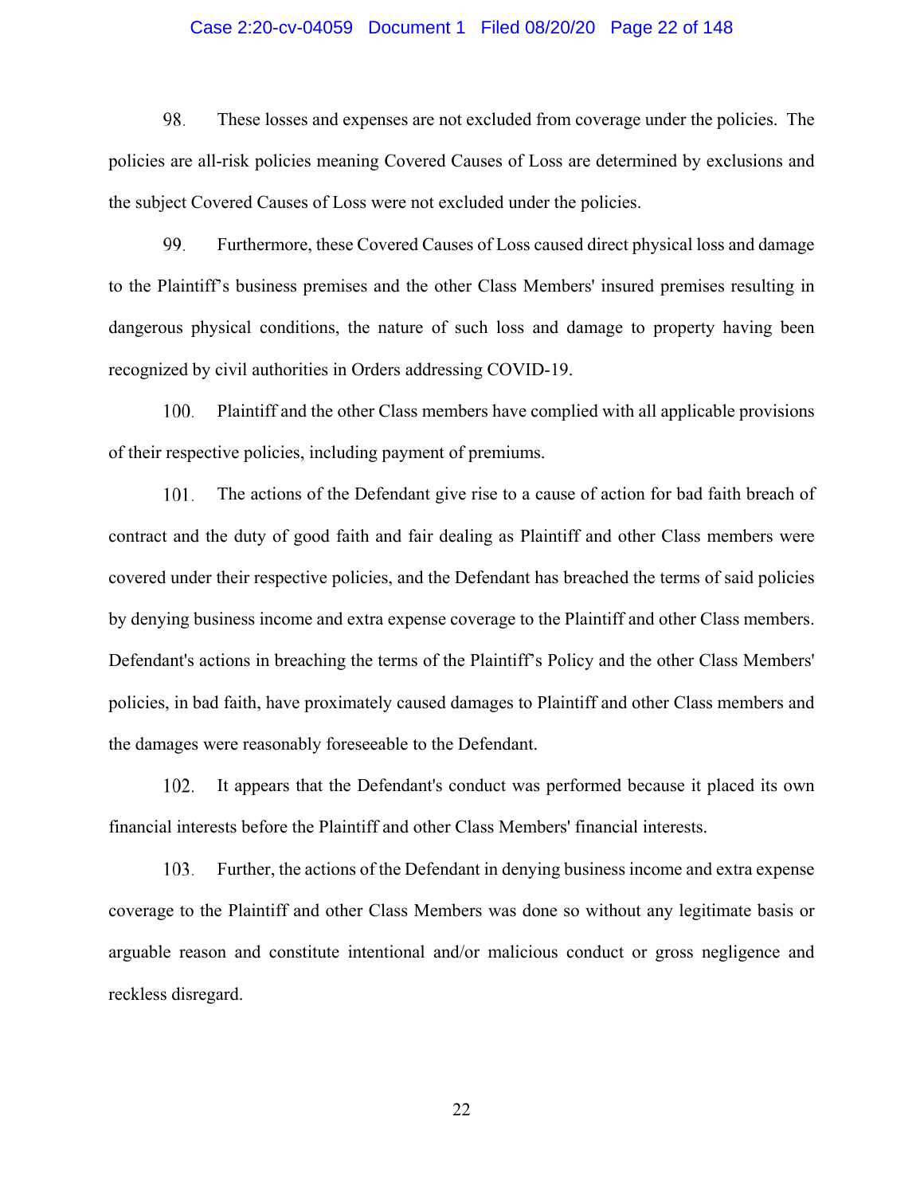98. These losses and expenses are not excluded from coverage under the policies. The policies are all-risk policies meaning Covered Causes of Loss are determined by exclusions and the subject Covered Causes of Loss were not excluded under the policies.

99. Furthermore, these Covered Causes of Loss caused direct physical loss and damage to the Plaintiff's business premises and the other Class Members' insured premises resulting in dangerous physical conditions, the nature of such loss and damage to property having been recognized by civil authorities in Orders addressing COVID-19.

100. Plaintiff and the other Class members have complied with all applicable provisions of their respective policies, including payment of premiums.

101. The actions of the Defendant give rise to a cause of action for bad faith breach of contract and the duty of good faith and fair dealing as Plaintiff and other Class members were covered under their respective policies, and the Defendant has breached the terms of said policies by denying business income and extra expense coverage to the Plaintiff and other Class members. Defendant's actions in breaching the terms of the Plaintiff's Policy and the other Class Members' policies, in bad faith, have proximately caused damages to Plaintiff and other Class members and the damages were reasonably foreseeable to the Defendant.

102. It appears that the Defendant's conduct was performed because it placed its own financial interests before the Plaintiff and other Class Members' financial interests.

103. Further, the actions of the Defendant in denying business income and extra expense coverage to the Plaintiff and other Class Members was done so without any legitimate basis or arguable reason and constitute intentional and/or malicious conduct or gross negligence and reckless disregard.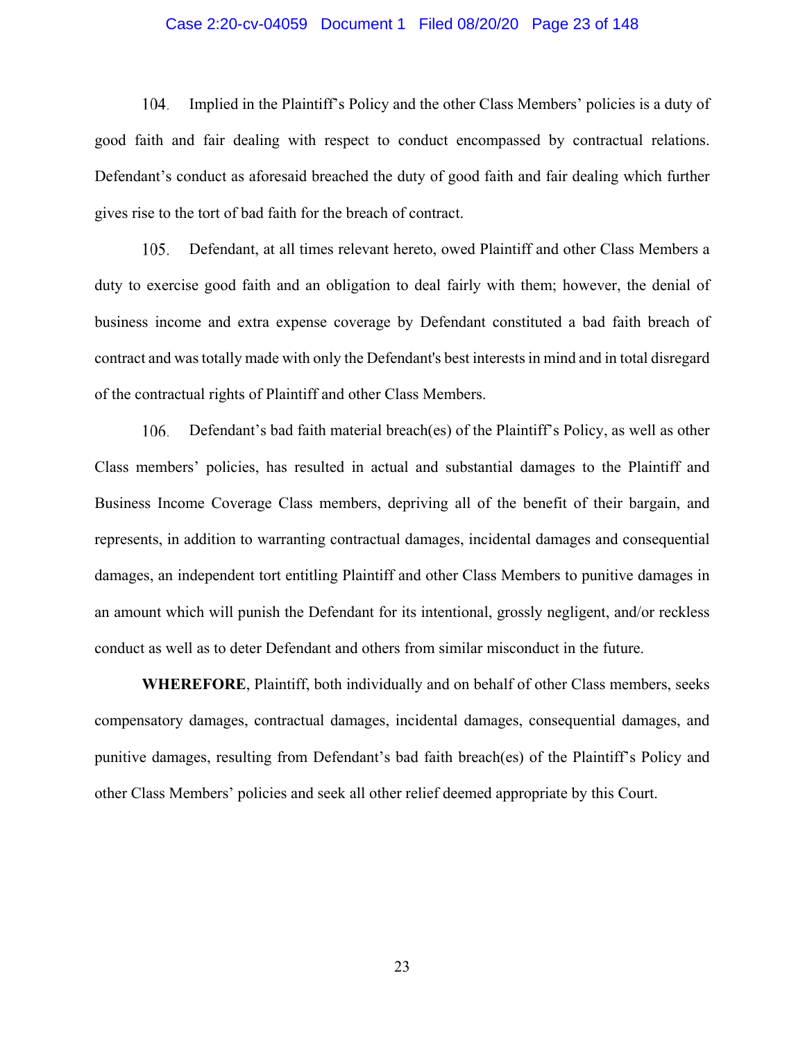104. Implied in the Plaintiff's Policy and the other Class Members' policies is a duty of good faith and fair dealing with respect to conduct encompassed by contractual relations. Defendant's conduct as aforesaid breached the duty of good faith and fair dealing which further gives rise to the tort of bad faith for the breach of contract.

105. Defendant, at all times relevant hereto, owed Plaintiff and other Class Members a duty to exercise good faith and an obligation to deal fairly with them; however, the denial of business income and extra expense coverage by Defendant constituted a bad faith breach of contract and was totally made with only the Defendant's best interests in mind and in total disregard of the contractual rights of Plaintiff and other Class Members.

106. Defendant's bad faith material breach(es) of the Plaintiff's Policy, as well as other Class members' policies, has resulted in actual and substantial damages to the Plaintiff and Business Income Coverage Class members, depriving all of the benefit of their bargain, and represents, in addition to warranting contractual damages, incidental damages and consequential damages, an independent tort entitling Plaintiff and other Class Members to punitive damages in an amount which will punish the Defendant for its intentional, grossly negligent, and/or reckless conduct as well as to deter Defendant and others from similar misconduct in the future.

**WHEREFORE**, Plaintiff, both individually and on behalf of other Class members, seeks compensatory damages, contractual damages, incidental damages, consequential damages, and punitive damages, resulting from Defendant's bad faith breach(es) of the Plaintiff's Policy and other Class Members' policies and seek all other relief deemed appropriate by this Court.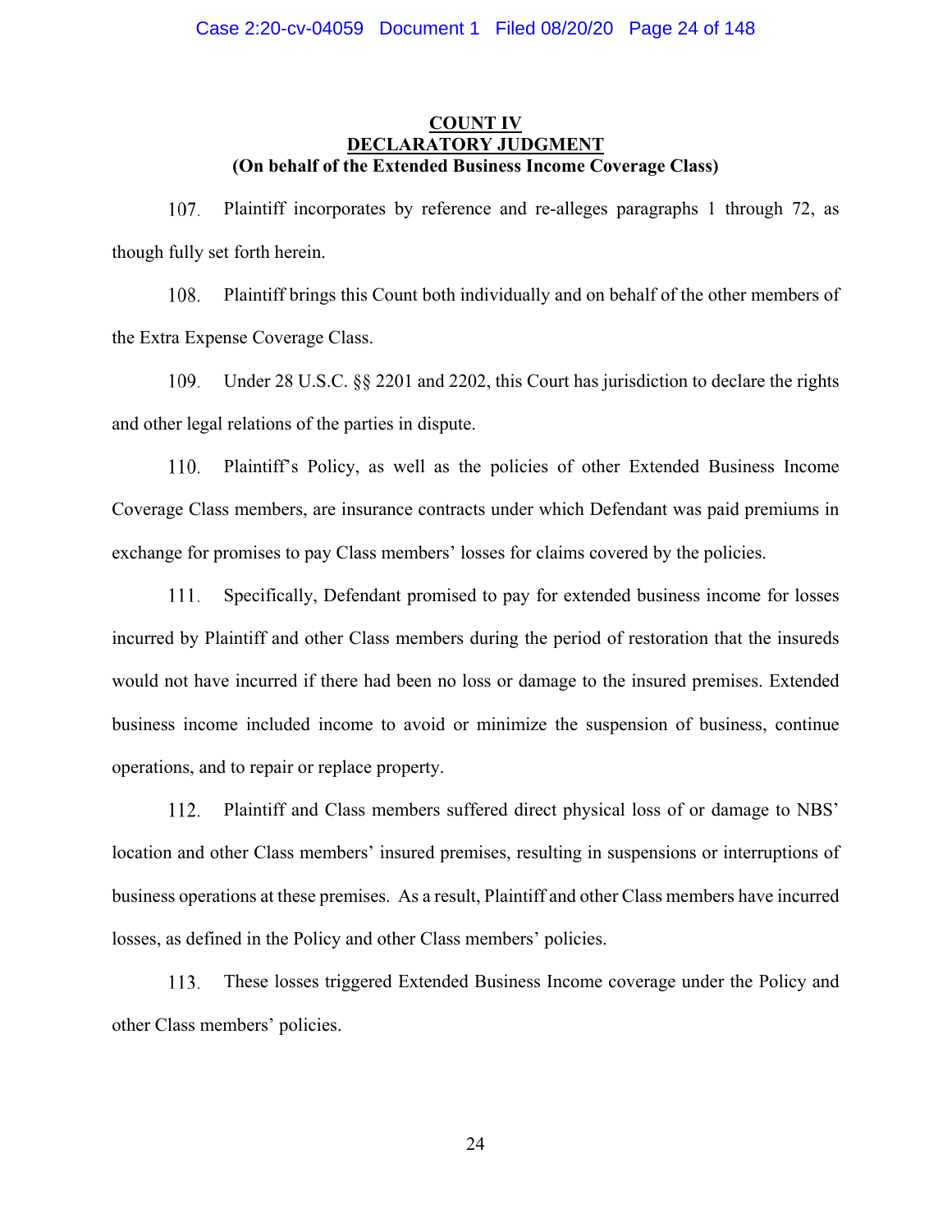**COUNT IV**
**DECLARATORY JUDGMENT**
**(On behalf of the Extended Business Income Coverage Class)**

107. Plaintiff incorporates by reference and re-alleges paragraphs 1 through 72, as though fully set forth herein.

108. Plaintiff brings this Count both individually and on behalf of the other members of the Extra Expense Coverage Class.

109. Under 28 U.S.C. §§ 2201 and 2202, this Court has jurisdiction to declare the rights and other legal relations of the parties in dispute.

110. Plaintiff's Policy, as well as the policies of other Extended Business Income Coverage Class members, are insurance contracts under which Defendant was paid premiums in exchange for promises to pay Class members' losses for claims covered by the policies.

111. Specifically, Defendant promised to pay for extended business income for losses incurred by Plaintiff and other Class members during the period of restoration that the insureds would not have incurred if there had been no loss or damage to the insured premises. Extended business income included income to avoid or minimize the suspension of business, continue operations, and to repair or replace property.

112. Plaintiff and Class members suffered direct physical loss of or damage to NBS' location and other Class members' insured premises, resulting in suspensions or interruptions of business operations at these premises. As a result, Plaintiff and other Class members have incurred losses, as defined in the Policy and other Class members' policies.

113. These losses triggered Extended Business Income coverage under the Policy and other Class members' policies.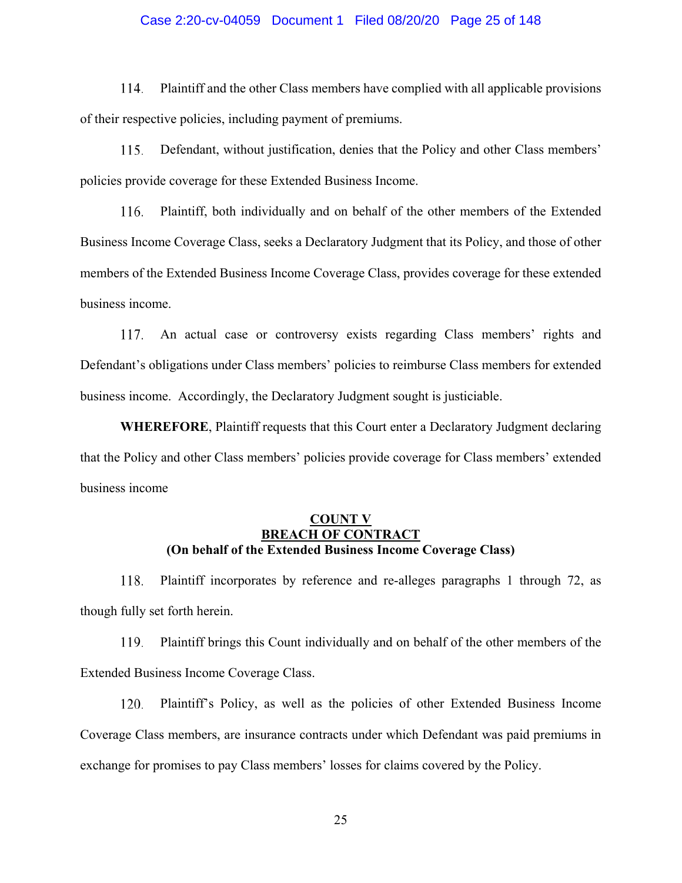114. Plaintiff and the other Class members have complied with all applicable provisions of their respective policies, including payment of premiums.

115. Defendant, without justification, denies that the Policy and other Class members' policies provide coverage for these Extended Business Income.

116. Plaintiff, both individually and on behalf of the other members of the Extended Business Income Coverage Class, seeks a Declaratory Judgment that its Policy, and those of other members of the Extended Business Income Coverage Class, provides coverage for these extended business income.

117. An actual case or controversy exists regarding Class members' rights and Defendant's obligations under Class members' policies to reimburse Class members for extended business income. Accordingly, the Declaratory Judgment sought is justiciable.

**WHEREFORE**, Plaintiff requests that this Court enter a Declaratory Judgment declaring that the Policy and other Class members' policies provide coverage for Class members' extended business income

**COUNT V**
**BREACH OF CONTRACT**
**(On behalf of the Extended Business Income Coverage Class)**

118. Plaintiff incorporates by reference and re-alleges paragraphs 1 through 72, as though fully set forth herein.

119. Plaintiff brings this Count individually and on behalf of the other members of the Extended Business Income Coverage Class.

120. Plaintiff's Policy, as well as the policies of other Extended Business Income Coverage Class members, are insurance contracts under which Defendant was paid premiums in exchange for promises to pay Class members' losses for claims covered by the Policy.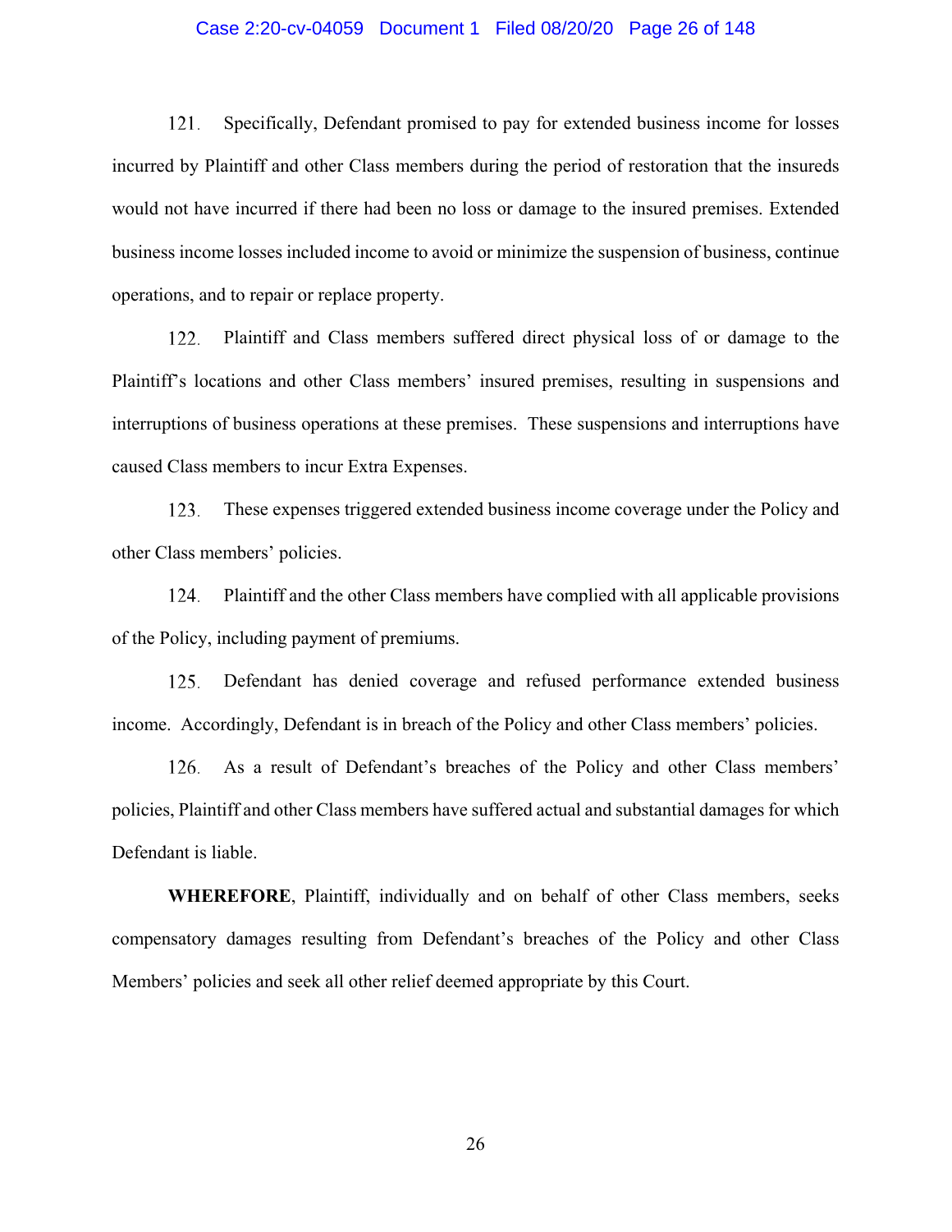121. Specifically, Defendant promised to pay for extended business income for losses incurred by Plaintiff and other Class members during the period of restoration that the insureds would not have incurred if there had been no loss or damage to the insured premises. Extended business income losses included income to avoid or minimize the suspension of business, continue operations, and to repair or replace property.

122. Plaintiff and Class members suffered direct physical loss of or damage to the Plaintiff's locations and other Class members' insured premises, resulting in suspensions and interruptions of business operations at these premises. These suspensions and interruptions have caused Class members to incur Extra Expenses.

123. These expenses triggered extended business income coverage under the Policy and other Class members' policies.

124. Plaintiff and the other Class members have complied with all applicable provisions of the Policy, including payment of premiums.

125. Defendant has denied coverage and refused performance extended business income. Accordingly, Defendant is in breach of the Policy and other Class members' policies.

126. As a result of Defendant's breaches of the Policy and other Class members' policies, Plaintiff and other Class members have suffered actual and substantial damages for which Defendant is liable.

**WHEREFORE**, Plaintiff, individually and on behalf of other Class members, seeks compensatory damages resulting from Defendant's breaches of the Policy and other Class Members' policies and seek all other relief deemed appropriate by this Court.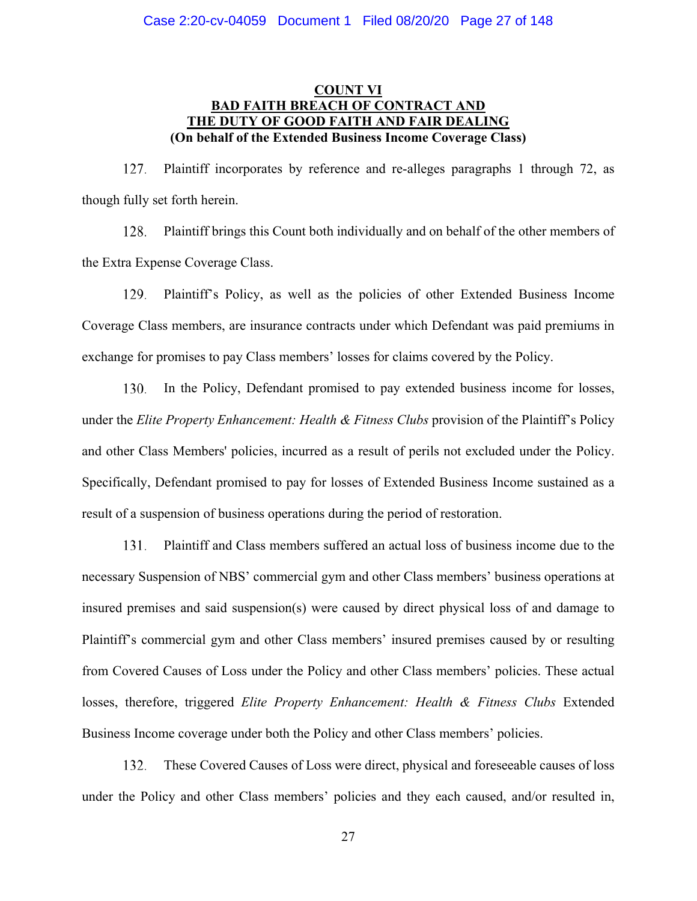**COUNT VI**
**BAD FAITH BREACH OF CONTRACT AND THE DUTY OF GOOD FAITH AND FAIR DEALING**
**(On behalf of the Extended Business Income Coverage Class)**

127. Plaintiff incorporates by reference and re-alleges paragraphs 1 through 72, as though fully set forth herein.

128. Plaintiff brings this Count both individually and on behalf of the other members of the Extra Expense Coverage Class.

129. Plaintiff's Policy, as well as the policies of other Extended Business Income Coverage Class members, are insurance contracts under which Defendant was paid premiums in exchange for promises to pay Class members' losses for claims covered by the Policy.

130. In the Policy, Defendant promised to pay extended business income for losses, under the *Elite Property Enhancement: Health & Fitness Clubs* provision of the Plaintiff's Policy and other Class Members' policies, incurred as a result of perils not excluded under the Policy. Specifically, Defendant promised to pay for losses of Extended Business Income sustained as a result of a suspension of business operations during the period of restoration.

131. Plaintiff and Class members suffered an actual loss of business income due to the necessary Suspension of NBS' commercial gym and other Class members' business operations at insured premises and said suspension(s) were caused by direct physical loss of and damage to Plaintiff's commercial gym and other Class members' insured premises caused by or resulting from Covered Causes of Loss under the Policy and other Class members' policies. These actual losses, therefore, triggered *Elite Property Enhancement: Health & Fitness Clubs* Extended Business Income coverage under both the Policy and other Class members' policies.

132. These Covered Causes of Loss were direct, physical and foreseeable causes of loss under the Policy and other Class members' policies and they each caused, and/or resulted in,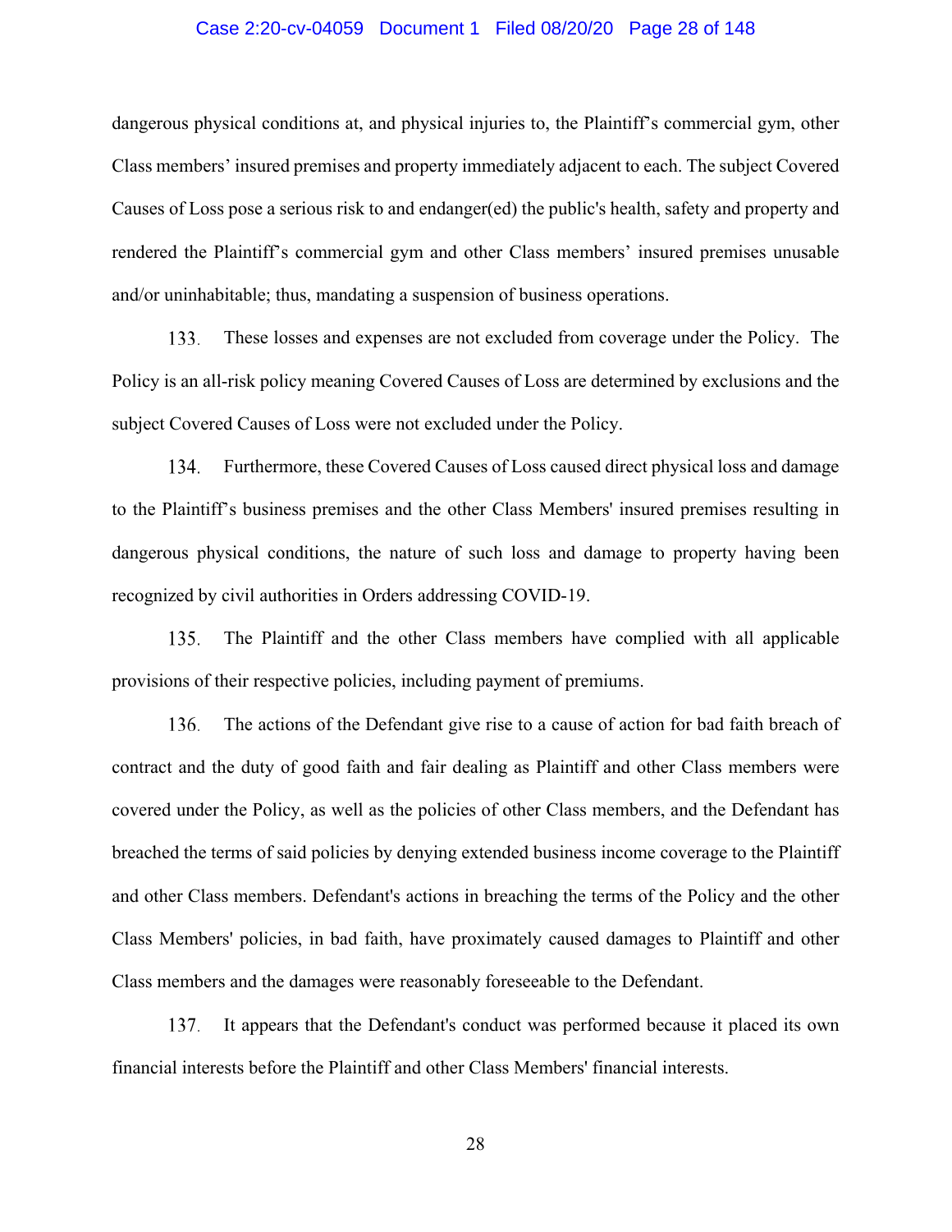dangerous physical conditions at, and physical injuries to, the Plaintiff's commercial gym, other Class members' insured premises and property immediately adjacent to each. The subject Covered Causes of Loss pose a serious risk to and endanger(ed) the public's health, safety and property and rendered the Plaintiff's commercial gym and other Class members' insured premises unusable and/or uninhabitable; thus, mandating a suspension of business operations.

133. These losses and expenses are not excluded from coverage under the Policy. The Policy is an all-risk policy meaning Covered Causes of Loss are determined by exclusions and the subject Covered Causes of Loss were not excluded under the Policy.

134. Furthermore, these Covered Causes of Loss caused direct physical loss and damage to the Plaintiff's business premises and the other Class Members' insured premises resulting in dangerous physical conditions, the nature of such loss and damage to property having been recognized by civil authorities in Orders addressing COVID-19.

135. The Plaintiff and the other Class members have complied with all applicable provisions of their respective policies, including payment of premiums.

136. The actions of the Defendant give rise to a cause of action for bad faith breach of contract and the duty of good faith and fair dealing as Plaintiff and other Class members were covered under the Policy, as well as the policies of other Class members, and the Defendant has breached the terms of said policies by denying extended business income coverage to the Plaintiff and other Class members. Defendant's actions in breaching the terms of the Policy and the other Class Members' policies, in bad faith, have proximately caused damages to Plaintiff and other Class members and the damages were reasonably foreseeable to the Defendant.

137. It appears that the Defendant's conduct was performed because it placed its own financial interests before the Plaintiff and other Class Members' financial interests.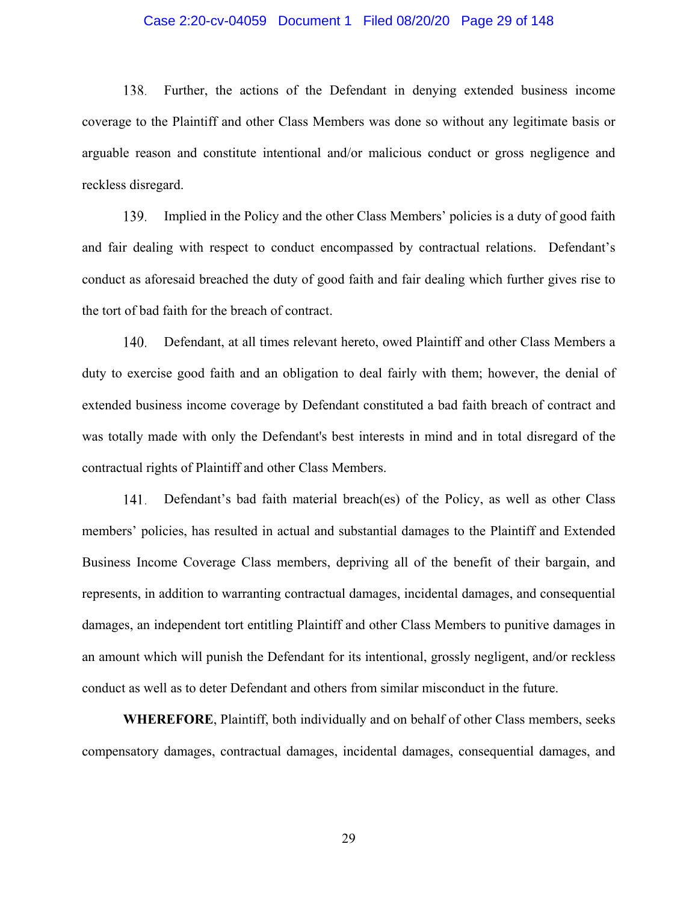138. Further, the actions of the Defendant in denying extended business income coverage to the Plaintiff and other Class Members was done so without any legitimate basis or arguable reason and constitute intentional and/or malicious conduct or gross negligence and reckless disregard.

139. Implied in the Policy and the other Class Members' policies is a duty of good faith and fair dealing with respect to conduct encompassed by contractual relations. Defendant's conduct as aforesaid breached the duty of good faith and fair dealing which further gives rise to the tort of bad faith for the breach of contract.

140. Defendant, at all times relevant hereto, owed Plaintiff and other Class Members a duty to exercise good faith and an obligation to deal fairly with them; however, the denial of extended business income coverage by Defendant constituted a bad faith breach of contract and was totally made with only the Defendant's best interests in mind and in total disregard of the contractual rights of Plaintiff and other Class Members.

141. Defendant's bad faith material breach(es) of the Policy, as well as other Class members' policies, has resulted in actual and substantial damages to the Plaintiff and Extended Business Income Coverage Class members, depriving all of the benefit of their bargain, and represents, in addition to warranting contractual damages, incidental damages, and consequential damages, an independent tort entitling Plaintiff and other Class Members to punitive damages in an amount which will punish the Defendant for its intentional, grossly negligent, and/or reckless conduct as well as to deter Defendant and others from similar misconduct in the future.

**WHEREFORE**, Plaintiff, both individually and on behalf of other Class members, seeks compensatory damages, contractual damages, incidental damages, consequential damages, and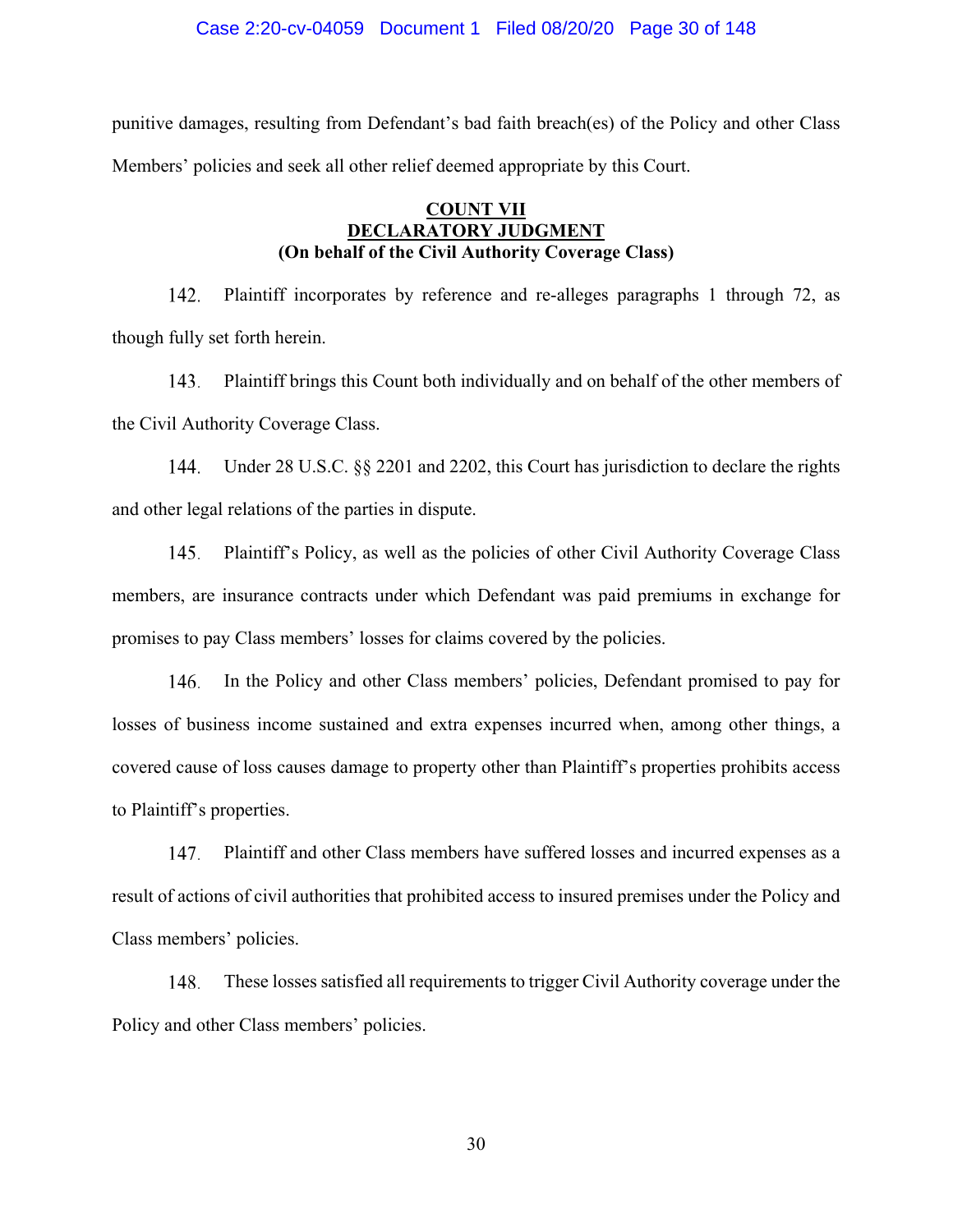punitive damages, resulting from Defendant's bad faith breach(es) of the Policy and other Class Members' policies and seek all other relief deemed appropriate by this Court.

**COUNT VII**
**DECLARATORY JUDGMENT**
**(On behalf of the Civil Authority Coverage Class)**

142. Plaintiff incorporates by reference and re-alleges paragraphs 1 through 72, as though fully set forth herein.

143. Plaintiff brings this Count both individually and on behalf of the other members of the Civil Authority Coverage Class.

144. Under 28 U.S.C. §§ 2201 and 2202, this Court has jurisdiction to declare the rights and other legal relations of the parties in dispute.

145. Plaintiff's Policy, as well as the policies of other Civil Authority Coverage Class members, are insurance contracts under which Defendant was paid premiums in exchange for promises to pay Class members' losses for claims covered by the policies.

146. In the Policy and other Class members' policies, Defendant promised to pay for losses of business income sustained and extra expenses incurred when, among other things, a covered cause of loss causes damage to property other than Plaintiff's properties prohibits access to Plaintiff's properties.

147. Plaintiff and other Class members have suffered losses and incurred expenses as a result of actions of civil authorities that prohibited access to insured premises under the Policy and Class members' policies.

148. These losses satisfied all requirements to trigger Civil Authority coverage under the Policy and other Class members' policies.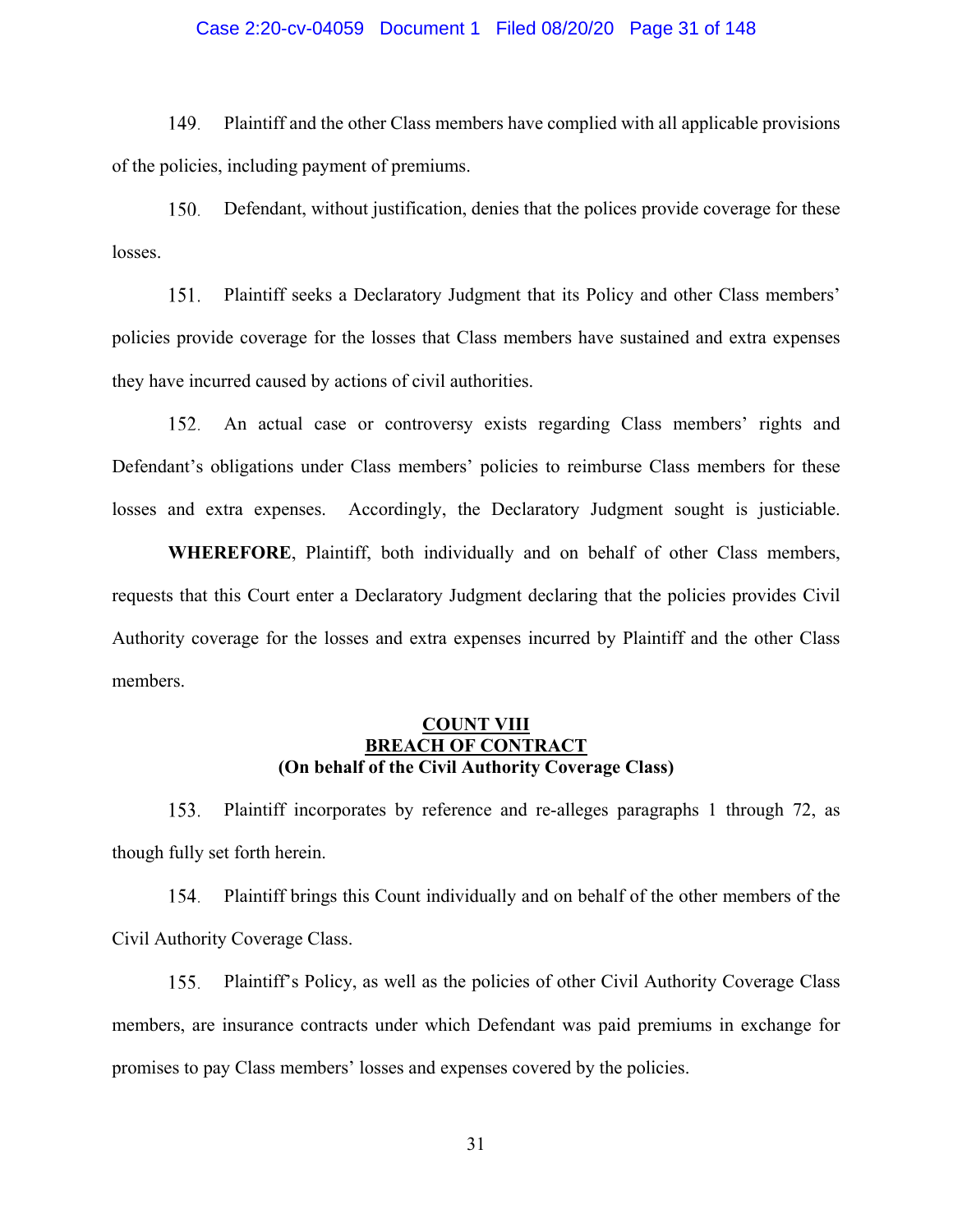149. Plaintiff and the other Class members have complied with all applicable provisions of the policies, including payment of premiums.

150. Defendant, without justification, denies that the polices provide coverage for these losses.

151. Plaintiff seeks a Declaratory Judgment that its Policy and other Class members' policies provide coverage for the losses that Class members have sustained and extra expenses they have incurred caused by actions of civil authorities.

152. An actual case or controversy exists regarding Class members' rights and Defendant's obligations under Class members' policies to reimburse Class members for these losses and extra expenses. Accordingly, the Declaratory Judgment sought is justiciable.

**WHEREFORE**, Plaintiff, both individually and on behalf of other Class members, requests that this Court enter a Declaratory Judgment declaring that the policies provides Civil Authority coverage for the losses and extra expenses incurred by Plaintiff and the other Class members.

**COUNT VIII**
**BREACH OF CONTRACT**
**(On behalf of the Civil Authority Coverage Class)**

153. Plaintiff incorporates by reference and re-alleges paragraphs 1 through 72, as though fully set forth herein.

154. Plaintiff brings this Count individually and on behalf of the other members of the Civil Authority Coverage Class.

155. Plaintiff's Policy, as well as the policies of other Civil Authority Coverage Class members, are insurance contracts under which Defendant was paid premiums in exchange for promises to pay Class members' losses and expenses covered by the policies.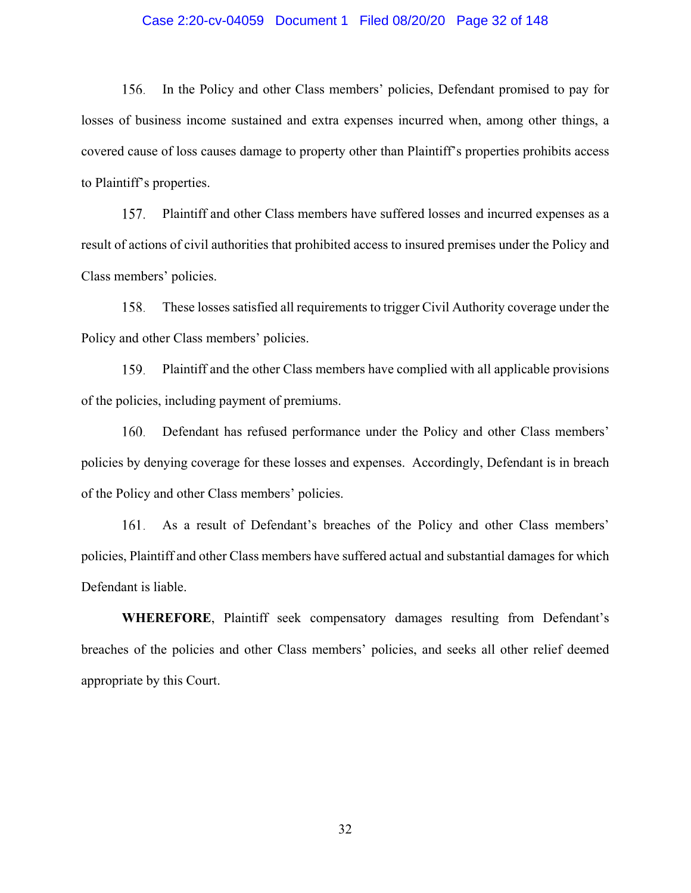156. In the Policy and other Class members' policies, Defendant promised to pay for losses of business income sustained and extra expenses incurred when, among other things, a covered cause of loss causes damage to property other than Plaintiff's properties prohibits access to Plaintiff's properties.

157. Plaintiff and other Class members have suffered losses and incurred expenses as a result of actions of civil authorities that prohibited access to insured premises under the Policy and Class members' policies.

158. These losses satisfied all requirements to trigger Civil Authority coverage under the Policy and other Class members' policies.

159. Plaintiff and the other Class members have complied with all applicable provisions of the policies, including payment of premiums.

160. Defendant has refused performance under the Policy and other Class members' policies by denying coverage for these losses and expenses. Accordingly, Defendant is in breach of the Policy and other Class members' policies.

161. As a result of Defendant's breaches of the Policy and other Class members' policies, Plaintiff and other Class members have suffered actual and substantial damages for which Defendant is liable.

**WHEREFORE**, Plaintiff seek compensatory damages resulting from Defendant's breaches of the policies and other Class members' policies, and seeks all other relief deemed appropriate by this Court.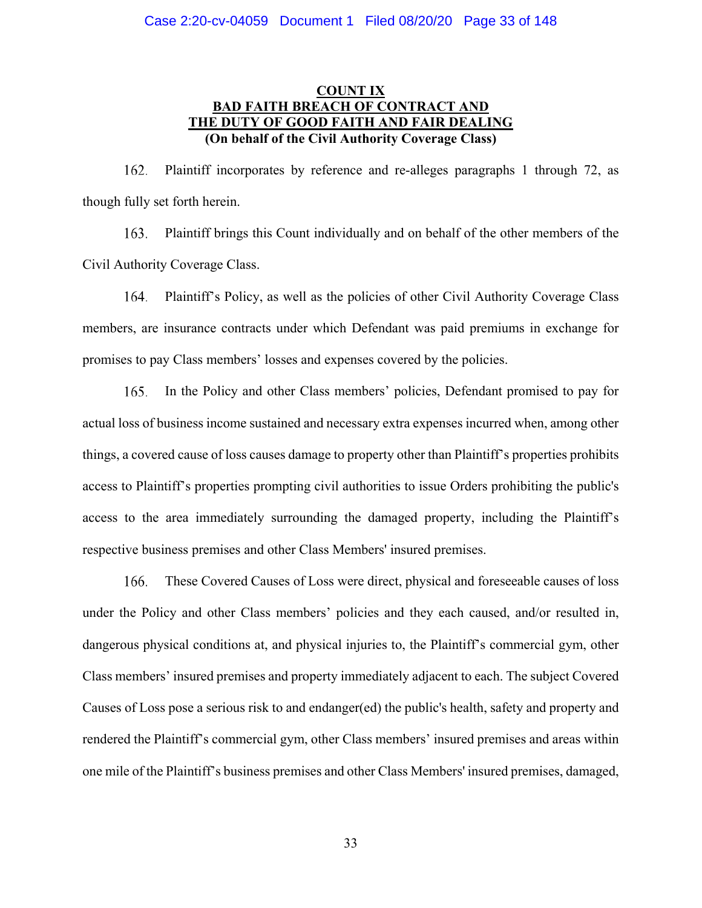**COUNT IX**
**BAD FAITH BREACH OF CONTRACT AND THE DUTY OF GOOD FAITH AND FAIR DEALING**
**(On behalf of the Civil Authority Coverage Class)**

162. Plaintiff incorporates by reference and re-alleges paragraphs 1 through 72, as though fully set forth herein.

163. Plaintiff brings this Count individually and on behalf of the other members of the Civil Authority Coverage Class.

164. Plaintiff's Policy, as well as the policies of other Civil Authority Coverage Class members, are insurance contracts under which Defendant was paid premiums in exchange for promises to pay Class members' losses and expenses covered by the policies.

165. In the Policy and other Class members' policies, Defendant promised to pay for actual loss of business income sustained and necessary extra expenses incurred when, among other things, a covered cause of loss causes damage to property other than Plaintiff's properties prohibits access to Plaintiff's properties prompting civil authorities to issue Orders prohibiting the public's access to the area immediately surrounding the damaged property, including the Plaintiff's respective business premises and other Class Members' insured premises.

166. These Covered Causes of Loss were direct, physical and foreseeable causes of loss under the Policy and other Class members' policies and they each caused, and/or resulted in, dangerous physical conditions at, and physical injuries to, the Plaintiff's commercial gym, other Class members' insured premises and property immediately adjacent to each. The subject Covered Causes of Loss pose a serious risk to and endanger(ed) the public's health, safety and property and rendered the Plaintiff's commercial gym, other Class members' insured premises and areas within one mile of the Plaintiff's business premises and other Class Members' insured premises, damaged,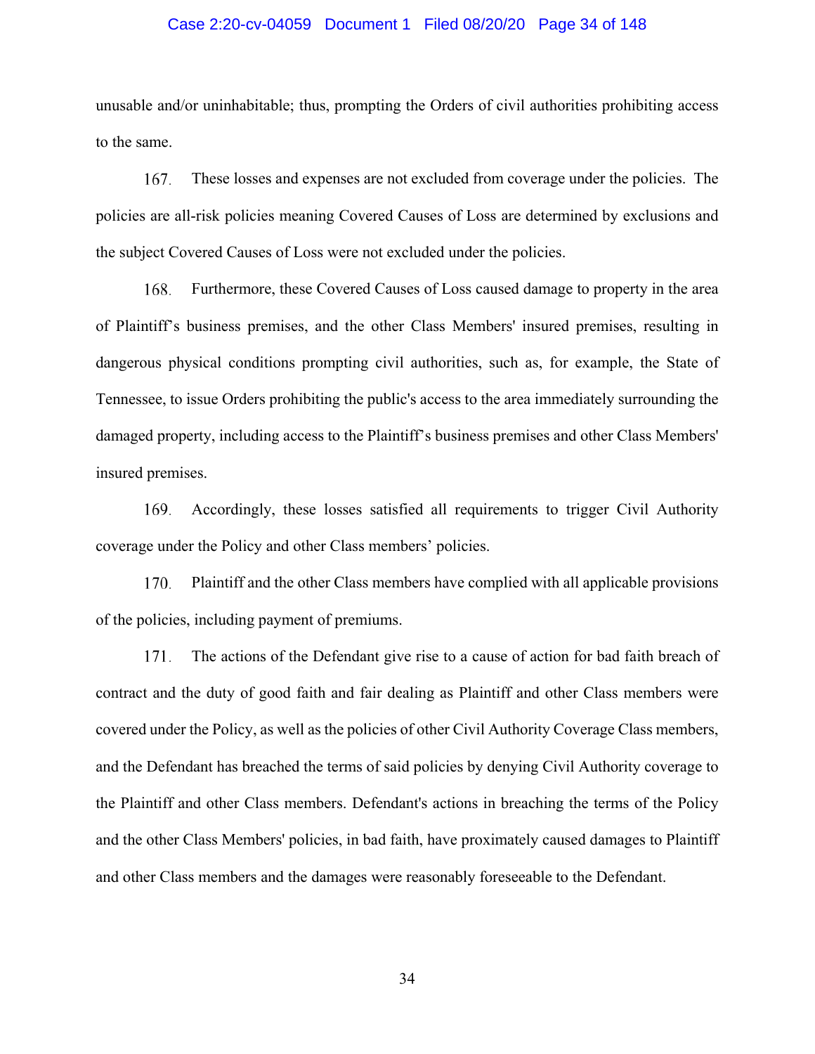unusable and/or uninhabitable; thus, prompting the Orders of civil authorities prohibiting access to the same.

167. These losses and expenses are not excluded from coverage under the policies. The policies are all-risk policies meaning Covered Causes of Loss are determined by exclusions and the subject Covered Causes of Loss were not excluded under the policies.

168. Furthermore, these Covered Causes of Loss caused damage to property in the area of Plaintiff's business premises, and the other Class Members' insured premises, resulting in dangerous physical conditions prompting civil authorities, such as, for example, the State of Tennessee, to issue Orders prohibiting the public's access to the area immediately surrounding the damaged property, including access to the Plaintiff's business premises and other Class Members' insured premises.

169. Accordingly, these losses satisfied all requirements to trigger Civil Authority coverage under the Policy and other Class members' policies.

170. Plaintiff and the other Class members have complied with all applicable provisions of the policies, including payment of premiums.

171. The actions of the Defendant give rise to a cause of action for bad faith breach of contract and the duty of good faith and fair dealing as Plaintiff and other Class members were covered under the Policy, as well as the policies of other Civil Authority Coverage Class members, and the Defendant has breached the terms of said policies by denying Civil Authority coverage to the Plaintiff and other Class members. Defendant's actions in breaching the terms of the Policy and the other Class Members' policies, in bad faith, have proximately caused damages to Plaintiff and other Class members and the damages were reasonably foreseeable to the Defendant.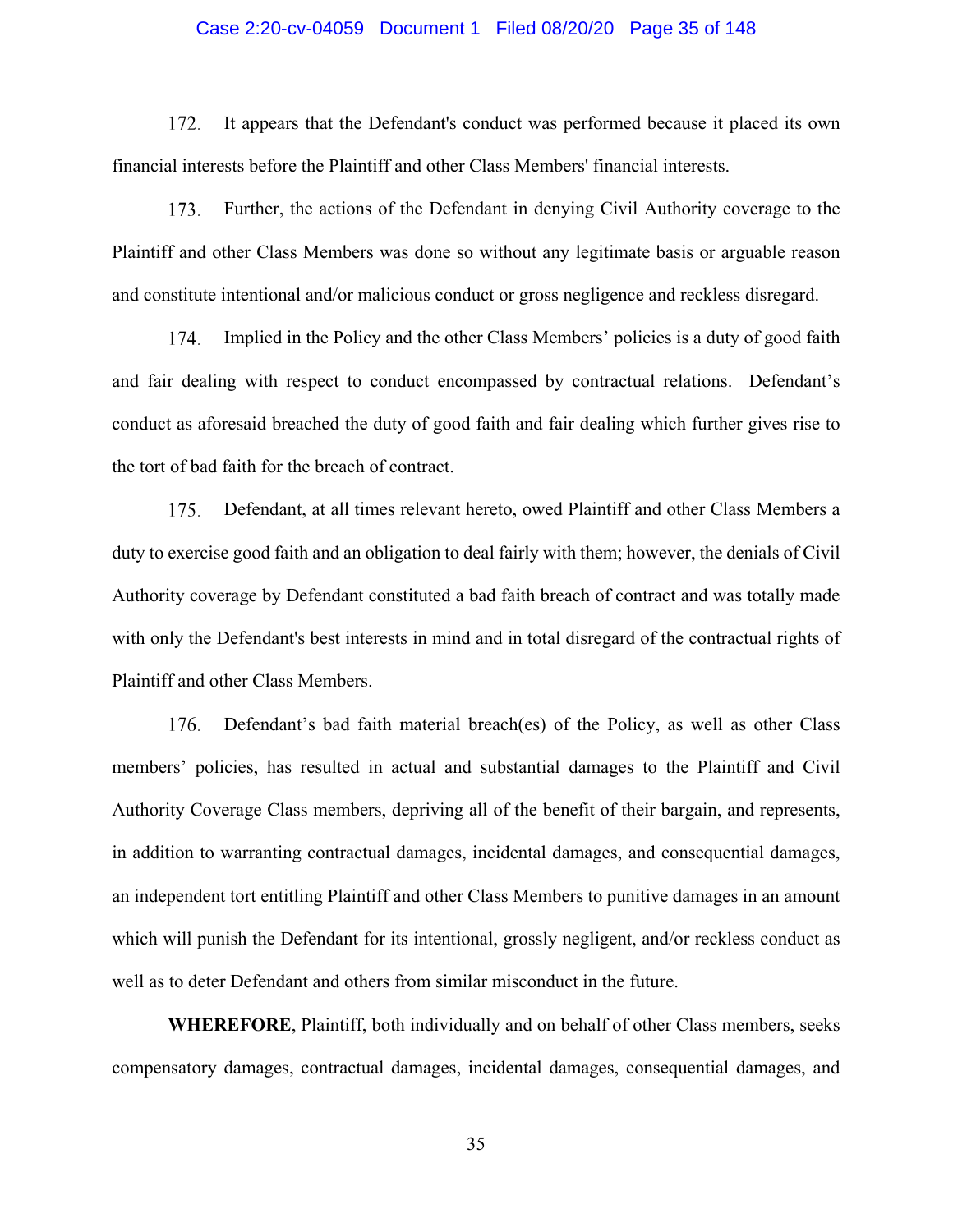172. It appears that the Defendant's conduct was performed because it placed its own financial interests before the Plaintiff and other Class Members' financial interests.

173. Further, the actions of the Defendant in denying Civil Authority coverage to the Plaintiff and other Class Members was done so without any legitimate basis or arguable reason and constitute intentional and/or malicious conduct or gross negligence and reckless disregard.

174. Implied in the Policy and the other Class Members' policies is a duty of good faith and fair dealing with respect to conduct encompassed by contractual relations. Defendant's conduct as aforesaid breached the duty of good faith and fair dealing which further gives rise to the tort of bad faith for the breach of contract.

175. Defendant, at all times relevant hereto, owed Plaintiff and other Class Members a duty to exercise good faith and an obligation to deal fairly with them; however, the denials of Civil Authority coverage by Defendant constituted a bad faith breach of contract and was totally made with only the Defendant's best interests in mind and in total disregard of the contractual rights of Plaintiff and other Class Members.

176. Defendant's bad faith material breach(es) of the Policy, as well as other Class members' policies, has resulted in actual and substantial damages to the Plaintiff and Civil Authority Coverage Class members, depriving all of the benefit of their bargain, and represents, in addition to warranting contractual damages, incidental damages, and consequential damages, an independent tort entitling Plaintiff and other Class Members to punitive damages in an amount which will punish the Defendant for its intentional, grossly negligent, and/or reckless conduct as well as to deter Defendant and others from similar misconduct in the future.

**WHEREFORE**, Plaintiff, both individually and on behalf of other Class members, seeks compensatory damages, contractual damages, incidental damages, consequential damages, and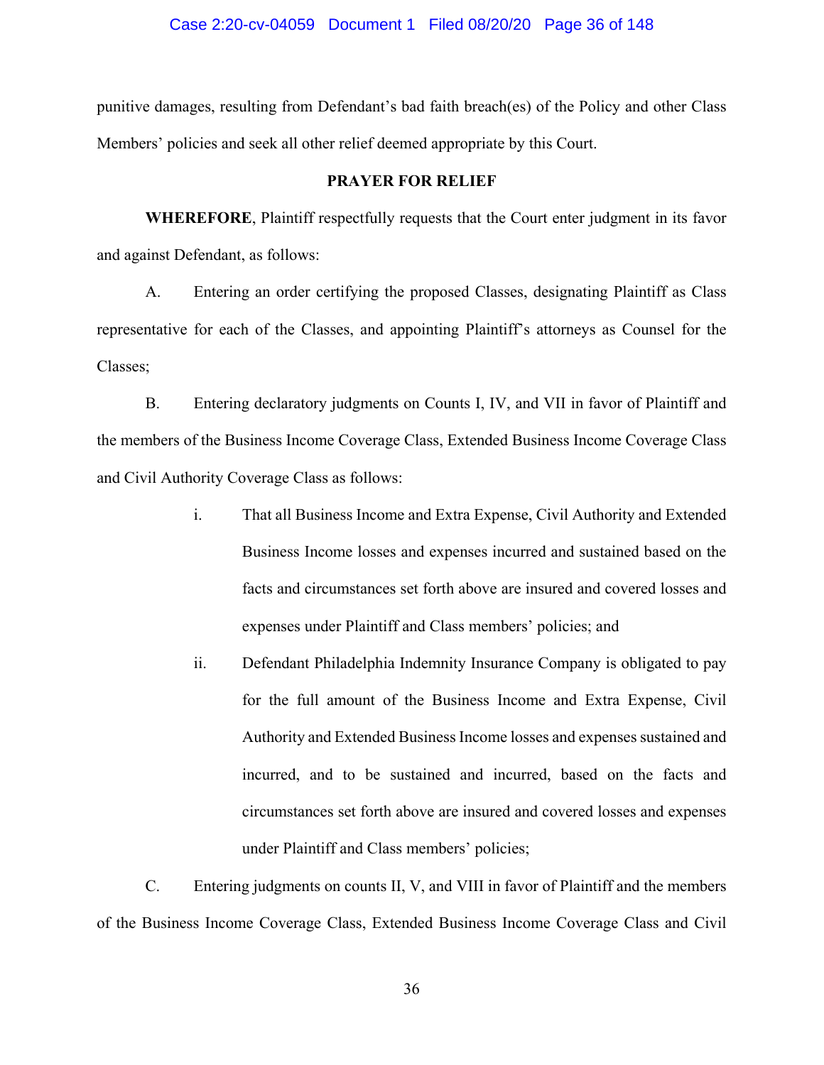punitive damages, resulting from Defendant's bad faith breach(es) of the Policy and other Class Members' policies and seek all other relief deemed appropriate by this Court.

**PRAYER FOR RELIEF**

**WHEREFORE**, Plaintiff respectfully requests that the Court enter judgment in its favor and against Defendant, as follows:

A. Entering an order certifying the proposed Classes, designating Plaintiff as Class representative for each of the Classes, and appointing Plaintiff's attorneys as Counsel for the Classes;

B. Entering declaratory judgments on Counts I, IV, and VII in favor of Plaintiff and the members of the Business Income Coverage Class, Extended Business Income Coverage Class and Civil Authority Coverage Class as follows:

i. That all Business Income and Extra Expense, Civil Authority and Extended Business Income losses and expenses incurred and sustained based on the facts and circumstances set forth above are insured and covered losses and expenses under Plaintiff and Class members' policies; and

ii. Defendant Philadelphia Indemnity Insurance Company is obligated to pay for the full amount of the Business Income and Extra Expense, Civil Authority and Extended Business Income losses and expenses sustained and incurred, and to be sustained and incurred, based on the facts and circumstances set forth above are insured and covered losses and expenses under Plaintiff and Class members' policies;

C. Entering judgments on counts II, V, and VIII in favor of Plaintiff and the members of the Business Income Coverage Class, Extended Business Income Coverage Class and Civil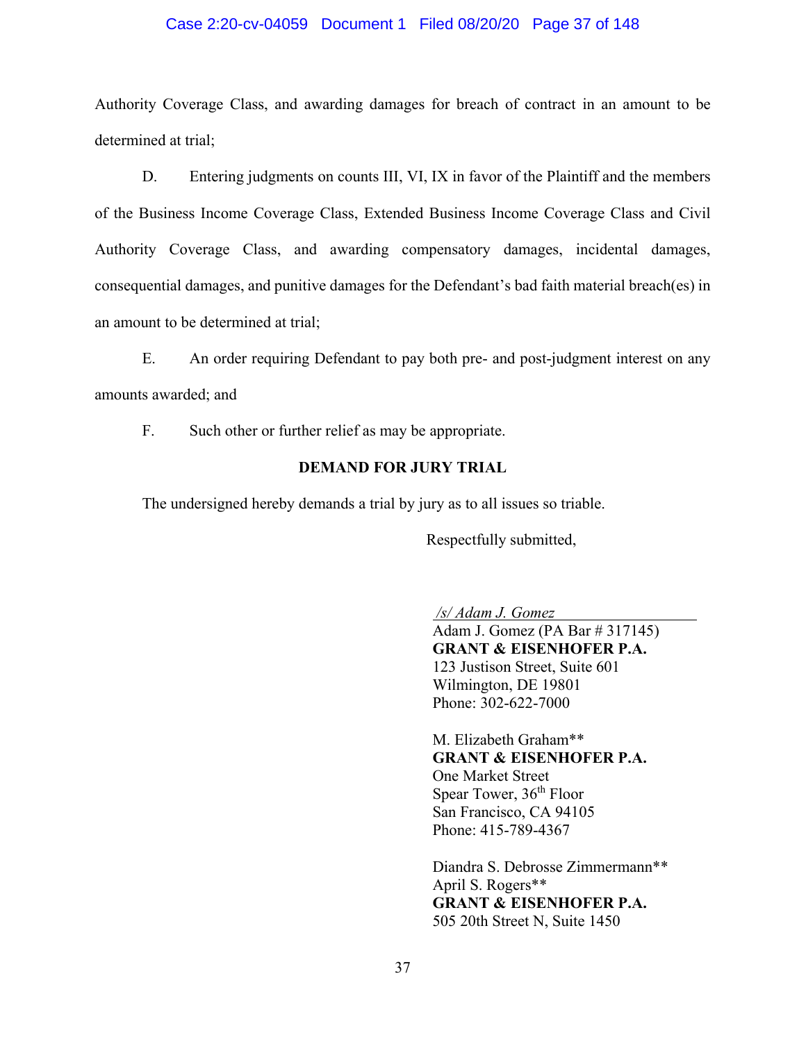Authority Coverage Class, and awarding damages for breach of contract in an amount to be determined at trial;

D. Entering judgments on counts III, VI, IX in favor of the Plaintiff and the members of the Business Income Coverage Class, Extended Business Income Coverage Class and Civil Authority Coverage Class, and awarding compensatory damages, incidental damages, consequential damages, and punitive damages for the Defendant's bad faith material breach(es) in an amount to be determined at trial;

E. An order requiring Defendant to pay both pre- and post-judgment interest on any amounts awarded; and

F. Such other or further relief as may be appropriate.

**DEMAND FOR JURY TRIAL**

The undersigned hereby demands a trial by jury as to all issues so triable.

Respectfully submitted,

*/s/ Adam J. Gomez*
Adam J. Gomez (PA Bar # 317145)
**GRANT & EISENHOFER P.A.**
123 Justison Street, Suite 601
Wilmington, DE 19801
Phone: 302-622-7000

M. Elizabeth Graham**
**GRANT & EISENHOFER P.A.**
One Market Street
Spear Tower, 36th Floor
San Francisco, CA 94105
Phone: 415-789-4367

Diandra S. Debrosse Zimmermann**
April S. Rogers**
**GRANT & EISENHOFER P.A.**
505 20th Street N, Suite 1450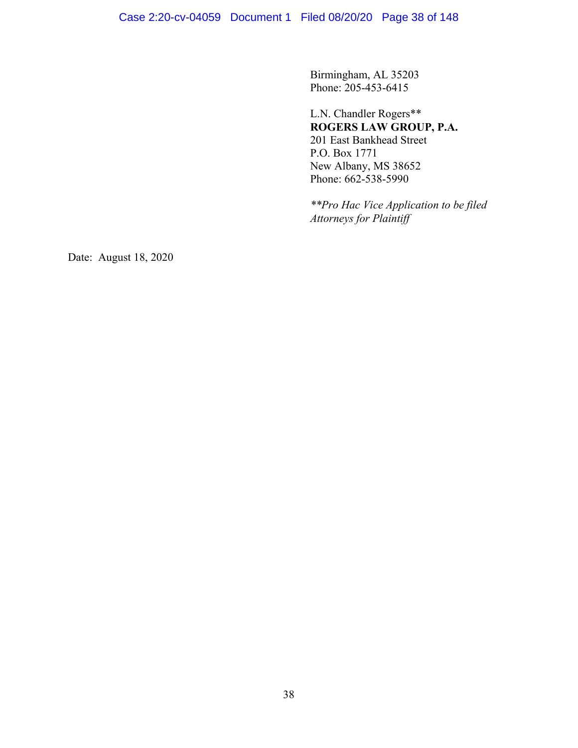Birmingham, AL 35203
Phone: 205-453-6415

L.N. Chandler Rogers**
**ROGERS LAW GROUP, P.A.**
201 East Bankhead Street
P.O. Box 1771
New Albany, MS 38652
Phone: 662-538-5990

*\*\*Pro Hac Vice Application to be filed*
*Attorneys for Plaintiff*

Date: August 18, 2020